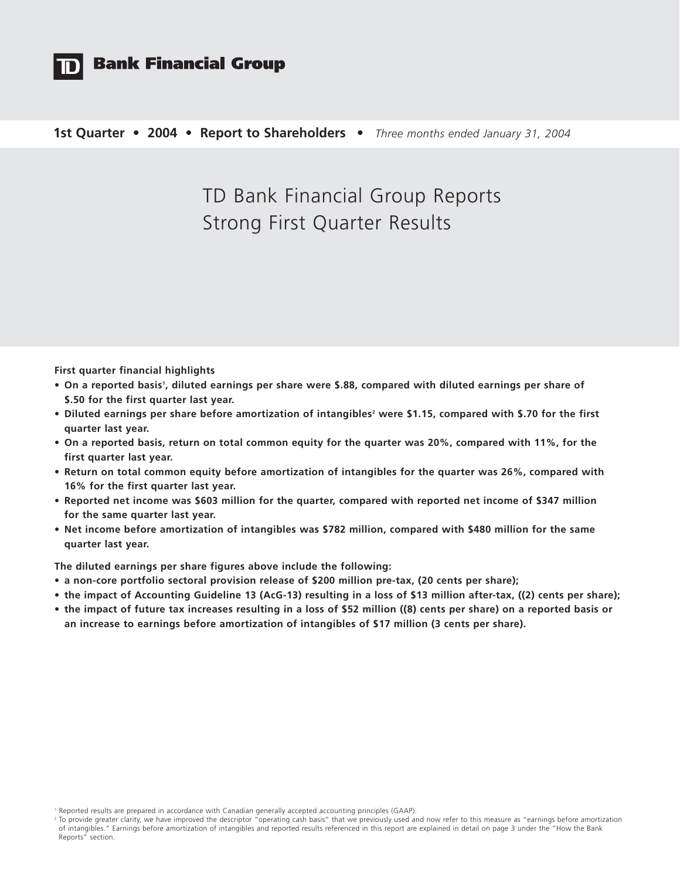# TD Bank Financial Group

**1st Quarter • 2004 • Report to Shareholders •** *Three months ended January 31, 2004*

## TD Bank Financial Group Reports Strong First Quarter Results

**First quarter financial highlights**

- **On a reported basis[1], diluted earnings per share were $.88, compared with diluted earnings per share of $.50 for the first quarter last year.**
- **Diluted earnings per share before amortization of intangibles[2] were $1.15, compared with $.70 for the first quarter last year.**
- **On a reported basis, return on total common equity for the quarter was 20%, compared with 11%, for the first quarter last year.**
- **Return on total common equity before amortization of intangibles for the quarter was 26%, compared with 16% for the first quarter last year.**
- **Reported net income was $603 million for the quarter, compared with reported net income of $347 million for the same quarter last year.**
- **Net income before amortization of intangibles was $782 million, compared with $480 million for the same quarter last year.**

**The diluted earnings per share figures above include the following:**

- **a non-core portfolio sectoral provision release of $200 million pre-tax, (20 cents per share);**
- **the impact of Accounting Guideline 13 (AcG-13) resulting in a loss of $13 million after-tax, ((2) cents per share);**
- **the impact of future tax increases resulting in a loss of $52 million ((8) cents per share) on a reported basis or an increase to earnings before amortization of intangibles of $17 million (3 cents per share).**

[1] Reported results are prepared in accordance with Canadian generally accepted accounting principles (GAAP).

[2] To provide greater clarity, we have improved the descriptor "operating cash basis" that we previously used and now refer to this measure as "earnings before amortization of intangibles." Earnings before amortization of intangibles and reported results referenced in this report are explained in detail on page 3 under the "How the Bank Reports" section.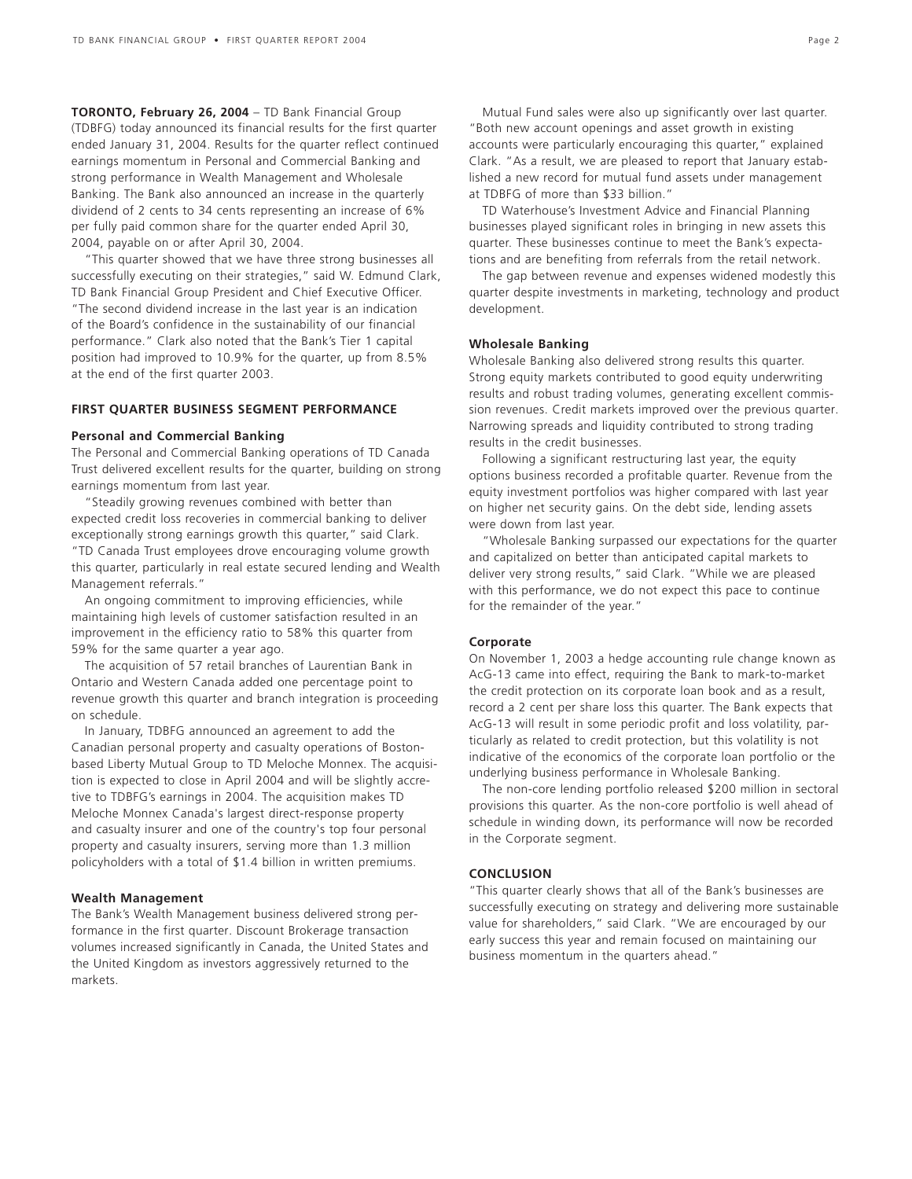**TORONTO, February 26, 2004** – TD Bank Financial Group (TDBFG) today announced its financial results for the first quarter ended January 31, 2004. Results for the quarter reflect continued earnings momentum in Personal and Commercial Banking and strong performance in Wealth Management and Wholesale Banking. The Bank also announced an increase in the quarterly dividend of 2 cents to 34 cents representing an increase of 6% per fully paid common share for the quarter ended April 30, 2004, payable on or after April 30, 2004.

"This quarter showed that we have three strong businesses all successfully executing on their strategies," said W. Edmund Clark, TD Bank Financial Group President and Chief Executive Officer. "The second dividend increase in the last year is an indication of the Board's confidence in the sustainability of our financial performance." Clark also noted that the Bank's Tier 1 capital position had improved to 10.9% for the quarter, up from 8.5% at the end of the first quarter 2003.

## FIRST QUARTER BUSINESS SEGMENT PERFORMANCE

### Personal and Commercial Banking

The Personal and Commercial Banking operations of TD Canada Trust delivered excellent results for the quarter, building on strong earnings momentum from last year.

"Steadily growing revenues combined with better than expected credit loss recoveries in commercial banking to deliver exceptionally strong earnings growth this quarter," said Clark. "TD Canada Trust employees drove encouraging volume growth this quarter, particularly in real estate secured lending and Wealth Management referrals."

An ongoing commitment to improving efficiencies, while maintaining high levels of customer satisfaction resulted in an improvement in the efficiency ratio to 58% this quarter from 59% for the same quarter a year ago.

The acquisition of 57 retail branches of Laurentian Bank in Ontario and Western Canada added one percentage point to revenue growth this quarter and branch integration is proceeding on schedule.

In January, TDBFG announced an agreement to add the Canadian personal property and casualty operations of Boston-based Liberty Mutual Group to TD Meloche Monnex. The acquisition is expected to close in April 2004 and will be slightly accretive to TDBFG's earnings in 2004. The acquisition makes TD Meloche Monnex Canada's largest direct-response property and casualty insurer and one of the country's top four personal property and casualty insurers, serving more than 1.3 million policyholders with a total of $1.4 billion in written premiums.

### Wealth Management

The Bank's Wealth Management business delivered strong performance in the first quarter. Discount Brokerage transaction volumes increased significantly in Canada, the United States and the United Kingdom as investors aggressively returned to the markets.

Mutual Fund sales were also up significantly over last quarter. "Both new account openings and asset growth in existing accounts were particularly encouraging this quarter," explained Clark. "As a result, we are pleased to report that January established a new record for mutual fund assets under management at TDBFG of more than $33 billion."

TD Waterhouse's Investment Advice and Financial Planning businesses played significant roles in bringing in new assets this quarter. These businesses continue to meet the Bank's expectations and are benefiting from referrals from the retail network.

The gap between revenue and expenses widened modestly this quarter despite investments in marketing, technology and product development.

### Wholesale Banking

Wholesale Banking also delivered strong results this quarter. Strong equity markets contributed to good equity underwriting results and robust trading volumes, generating excellent commission revenues. Credit markets improved over the previous quarter. Narrowing spreads and liquidity contributed to strong trading results in the credit businesses.

Following a significant restructuring last year, the equity options business recorded a profitable quarter. Revenue from the equity investment portfolios was higher compared with last year on higher net security gains. On the debt side, lending assets were down from last year.

"Wholesale Banking surpassed our expectations for the quarter and capitalized on better than anticipated capital markets to deliver very strong results," said Clark. "While we are pleased with this performance, we do not expect this pace to continue for the remainder of the year."

### Corporate

On November 1, 2003 a hedge accounting rule change known as AcG-13 came into effect, requiring the Bank to mark-to-market the credit protection on its corporate loan book and as a result, record a 2 cent per share loss this quarter. The Bank expects that AcG-13 will result in some periodic profit and loss volatility, particularly as related to credit protection, but this volatility is not indicative of the economics of the corporate loan portfolio or the underlying business performance in Wholesale Banking.

The non-core lending portfolio released $200 million in sectoral provisions this quarter. As the non-core portfolio is well ahead of schedule in winding down, its performance will now be recorded in the Corporate segment.

## CONCLUSION

"This quarter clearly shows that all of the Bank's businesses are successfully executing on strategy and delivering more sustainable value for shareholders," said Clark. "We are encouraged by our early success this year and remain focused on maintaining our business momentum in the quarters ahead."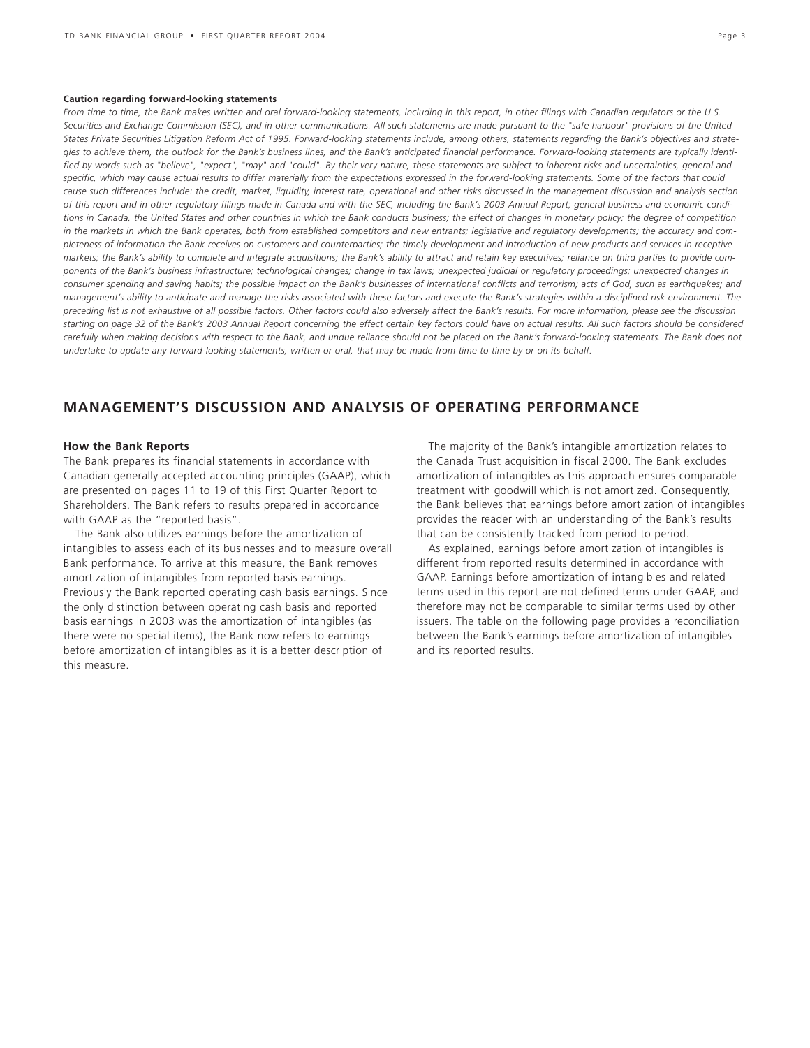**Caution regarding forward-looking statements**

*From time to time, the Bank makes written and oral forward-looking statements, including in this report, in other filings with Canadian regulators or the U.S. Securities and Exchange Commission (SEC), and in other communications. All such statements are made pursuant to the "safe harbour" provisions of the United States Private Securities Litigation Reform Act of 1995. Forward-looking statements include, among others, statements regarding the Bank's objectives and strategies to achieve them, the outlook for the Bank's business lines, and the Bank's anticipated financial performance. Forward-looking statements are typically identified by words such as "believe", "expect", "may" and "could". By their very nature, these statements are subject to inherent risks and uncertainties, general and specific, which may cause actual results to differ materially from the expectations expressed in the forward-looking statements. Some of the factors that could cause such differences include: the credit, market, liquidity, interest rate, operational and other risks discussed in the management discussion and analysis section of this report and in other regulatory filings made in Canada and with the SEC, including the Bank's 2003 Annual Report; general business and economic conditions in Canada, the United States and other countries in which the Bank conducts business; the effect of changes in monetary policy; the degree of competition in the markets in which the Bank operates, both from established competitors and new entrants; legislative and regulatory developments; the accuracy and completeness of information the Bank receives on customers and counterparties; the timely development and introduction of new products and services in receptive markets; the Bank's ability to complete and integrate acquisitions; the Bank's ability to attract and retain key executives; reliance on third parties to provide components of the Bank's business infrastructure; technological changes; change in tax laws; unexpected judicial or regulatory proceedings; unexpected changes in consumer spending and saving habits; the possible impact on the Bank's businesses of international conflicts and terrorism; acts of God, such as earthquakes; and management's ability to anticipate and manage the risks associated with these factors and execute the Bank's strategies within a disciplined risk environment. The preceding list is not exhaustive of all possible factors. Other factors could also adversely affect the Bank's results. For more information, please see the discussion starting on page 32 of the Bank's 2003 Annual Report concerning the effect certain key factors could have on actual results. All such factors should be considered carefully when making decisions with respect to the Bank, and undue reliance should not be placed on the Bank's forward-looking statements. The Bank does not undertake to update any forward-looking statements, written or oral, that may be made from time to time by or on its behalf.*

## MANAGEMENT'S DISCUSSION AND ANALYSIS OF OPERATING PERFORMANCE

### How the Bank Reports

The Bank prepares its financial statements in accordance with Canadian generally accepted accounting principles (GAAP), which are presented on pages 11 to 19 of this First Quarter Report to Shareholders. The Bank refers to results prepared in accordance with GAAP as the "reported basis".

The Bank also utilizes earnings before the amortization of intangibles to assess each of its businesses and to measure overall Bank performance. To arrive at this measure, the Bank removes amortization of intangibles from reported basis earnings. Previously the Bank reported operating cash basis earnings. Since the only distinction between operating cash basis and reported basis earnings in 2003 was the amortization of intangibles (as there were no special items), the Bank now refers to earnings before amortization of intangibles as it is a better description of this measure.

The majority of the Bank's intangible amortization relates to the Canada Trust acquisition in fiscal 2000. The Bank excludes amortization of intangibles as this approach ensures comparable treatment with goodwill which is not amortized. Consequently, the Bank believes that earnings before amortization of intangibles provides the reader with an understanding of the Bank's results that can be consistently tracked from period to period.

As explained, earnings before amortization of intangibles is different from reported results determined in accordance with GAAP. Earnings before amortization of intangibles and related terms used in this report are not defined terms under GAAP, and therefore may not be comparable to similar terms used by other issuers. The table on the following page provides a reconciliation between the Bank's earnings before amortization of intangibles and its reported results.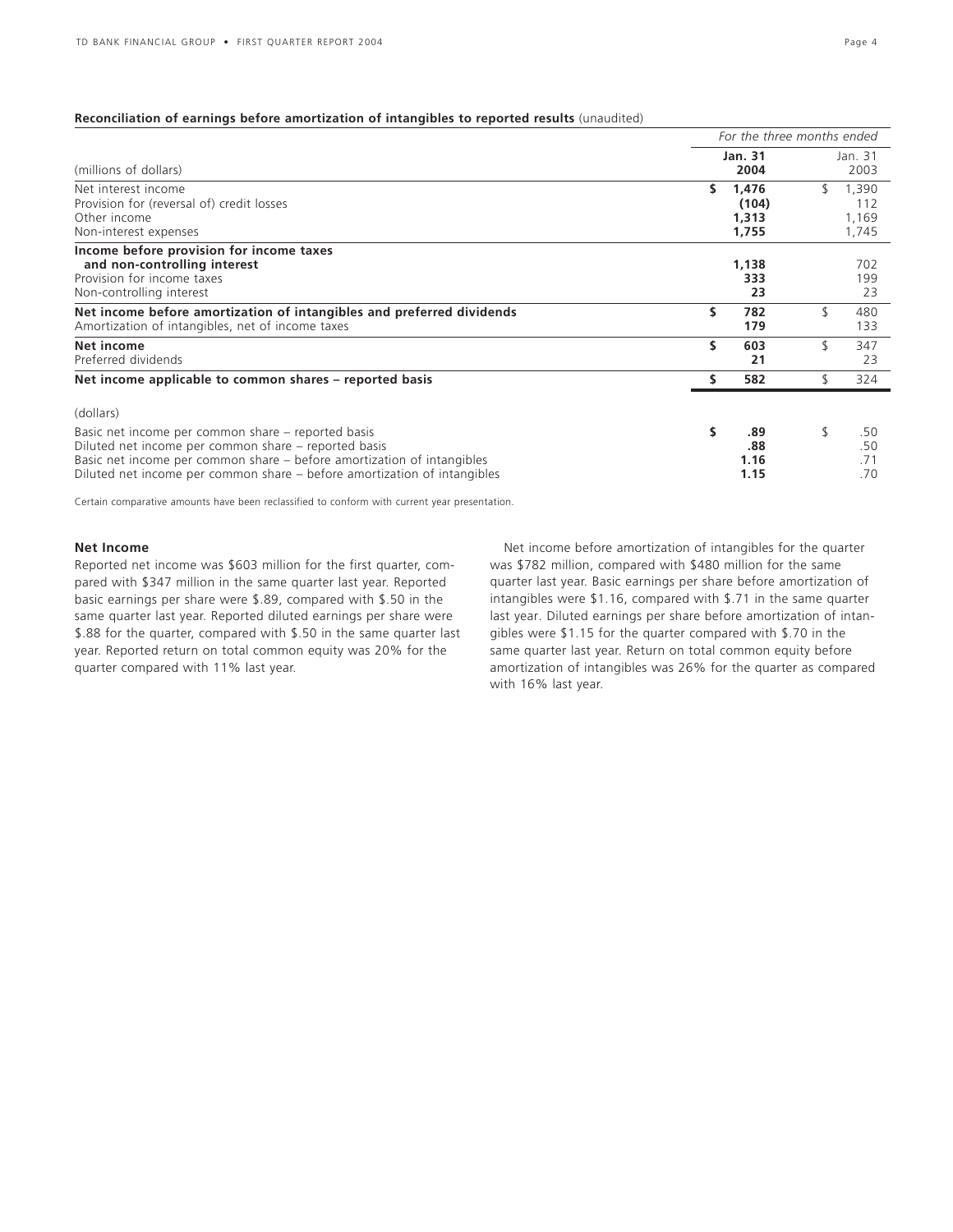**Reconciliation of earnings before amortization of intangibles to reported results** (unaudited)

| (millions of dollars) | For the three months ended Jan. 31 2004 | Jan. 31 2003 |
|---|---|---|
| Net interest income | **$ 1,476** | $ 1,390 |
| Provision for (reversal of) credit losses | **(104)** | 112 |
| Other income | **1,313** | 1,169 |
| Non-interest expenses | **1,755** | 1,745 |
| **Income before provision for income taxes and non-controlling interest** | **1,138** | 702 |
| Provision for income taxes | **333** | 199 |
| Non-controlling interest | **23** | 23 |
| **Net income before amortization of intangibles and preferred dividends** | **$ 782** | $ 480 |
| Amortization of intangibles, net of income taxes | **179** | 133 |
| **Net income** | **$ 603** | $ 347 |
| Preferred dividends | **21** | 23 |
| **Net income applicable to common shares – reported basis** | **$ 582** | $ 324 |
| (dollars) | | |
| Basic net income per common share – reported basis | **$ .89** | $ .50 |
| Diluted net income per common share – reported basis | **.88** | .50 |
| Basic net income per common share – before amortization of intangibles | **1.16** | .71 |
| Diluted net income per common share – before amortization of intangibles | **1.15** | .70 |

Certain comparative amounts have been reclassified to conform with current year presentation.

**Net Income**

Reported net income was $603 million for the first quarter, compared with $347 million in the same quarter last year. Reported basic earnings per share were $.89, compared with $.50 in the same quarter last year. Reported diluted earnings per share were $.88 for the quarter, compared with $.50 in the same quarter last year. Reported return on total common equity was 20% for the quarter compared with 11% last year.

Net income before amortization of intangibles for the quarter was $782 million, compared with $480 million for the same quarter last year. Basic earnings per share before amortization of intangibles were $1.16, compared with $.71 in the same quarter last year. Diluted earnings per share before amortization of intangibles were $1.15 for the quarter compared with $.70 in the same quarter last year. Return on total common equity before amortization of intangibles was 26% for the quarter as compared with 16% last year.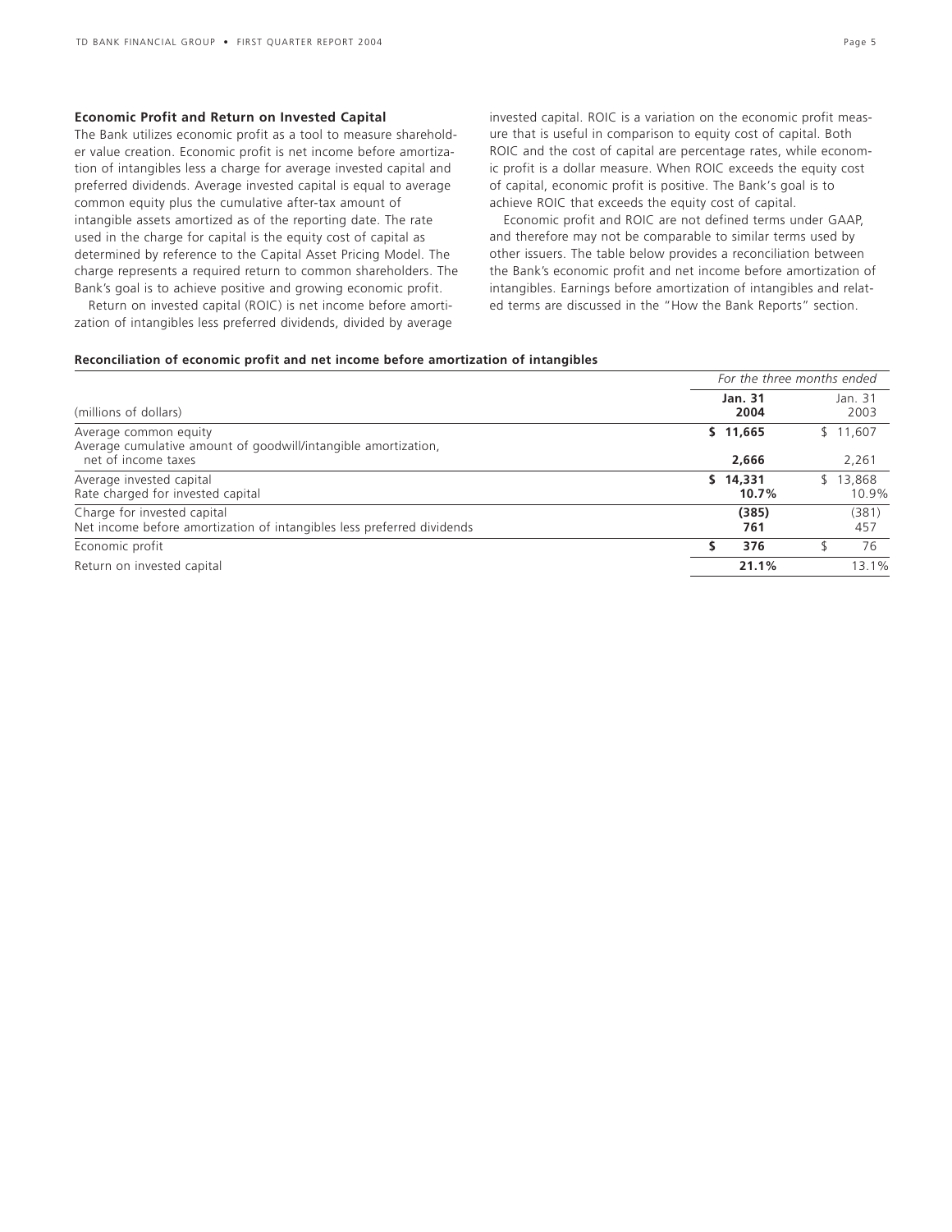### Economic Profit and Return on Invested Capital

The Bank utilizes economic profit as a tool to measure shareholder value creation. Economic profit is net income before amortization of intangibles less a charge for average invested capital and preferred dividends. Average invested capital is equal to average common equity plus the cumulative after-tax amount of intangible assets amortized as of the reporting date. The rate used in the charge for capital is the equity cost of capital as determined by reference to the Capital Asset Pricing Model. The charge represents a required return to common shareholders. The Bank's goal is to achieve positive and growing economic profit.

Return on invested capital (ROIC) is net income before amortization of intangibles less preferred dividends, divided by average invested capital. ROIC is a variation on the economic profit measure that is useful in comparison to equity cost of capital. Both ROIC and the cost of capital are percentage rates, while economic profit is a dollar measure. When ROIC exceeds the equity cost of capital, economic profit is positive. The Bank's goal is to achieve ROIC that exceeds the equity cost of capital.

Economic profit and ROIC are not defined terms under GAAP, and therefore may not be comparable to similar terms used by other issuers. The table below provides a reconciliation between the Bank's economic profit and net income before amortization of intangibles. Earnings before amortization of intangibles and related terms are discussed in the "How the Bank Reports" section.

**Reconciliation of economic profit and net income before amortization of intangibles**

| | *For the three months ended* | |
|---|---|---|
| (millions of dollars) | **Jan. 31 2004** | Jan. 31 2003 |
| Average common equity | **$ 11,665** | $ 11,607 |
| Average cumulative amount of goodwill/intangible amortization, net of income taxes | **2,666** | 2,261 |
| Average invested capital | **$ 14,331** | $ 13,868 |
| Rate charged for invested capital | **10.7%** | 10.9% |
| Charge for invested capital | **(385)** | (381) |
| Net income before amortization of intangibles less preferred dividends | **761** | 457 |
| Economic profit | **$ 376** | $ 76 |
| Return on invested capital | **21.1%** | 13.1% |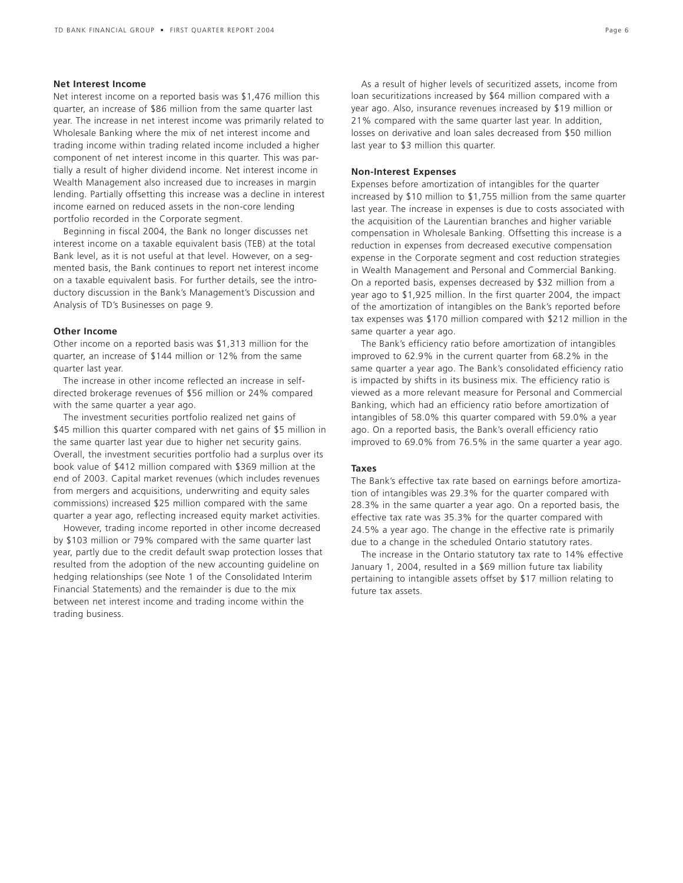### Net Interest Income

Net interest income on a reported basis was $1,476 million this quarter, an increase of $86 million from the same quarter last year. The increase in net interest income was primarily related to Wholesale Banking where the mix of net interest income and trading income within trading related income included a higher component of net interest income in this quarter. This was partially a result of higher dividend income. Net interest income in Wealth Management also increased due to increases in margin lending. Partially offsetting this increase was a decline in interest income earned on reduced assets in the non-core lending portfolio recorded in the Corporate segment.

Beginning in fiscal 2004, the Bank no longer discusses net interest income on a taxable equivalent basis (TEB) at the total Bank level, as it is not useful at that level. However, on a segmented basis, the Bank continues to report net interest income on a taxable equivalent basis. For further details, see the introductory discussion in the Bank's Management's Discussion and Analysis of TD's Businesses on page 9.

### Other Income

Other income on a reported basis was $1,313 million for the quarter, an increase of $144 million or 12% from the same quarter last year.

The increase in other income reflected an increase in self-directed brokerage revenues of $56 million or 24% compared with the same quarter a year ago.

The investment securities portfolio realized net gains of $45 million this quarter compared with net gains of $5 million in the same quarter last year due to higher net security gains. Overall, the investment securities portfolio had a surplus over its book value of $412 million compared with $369 million at the end of 2003. Capital market revenues (which includes revenues from mergers and acquisitions, underwriting and equity sales commissions) increased $25 million compared with the same quarter a year ago, reflecting increased equity market activities.

However, trading income reported in other income decreased by $103 million or 79% compared with the same quarter last year, partly due to the credit default swap protection losses that resulted from the adoption of the new accounting guideline on hedging relationships (see Note 1 of the Consolidated Interim Financial Statements) and the remainder is due to the mix between net interest income and trading income within the trading business.

As a result of higher levels of securitized assets, income from loan securitizations increased by $64 million compared with a year ago. Also, insurance revenues increased by $19 million or 21% compared with the same quarter last year. In addition, losses on derivative and loan sales decreased from $50 million last year to $3 million this quarter.

### Non-Interest Expenses

Expenses before amortization of intangibles for the quarter increased by $10 million to $1,755 million from the same quarter last year. The increase in expenses is due to costs associated with the acquisition of the Laurentian branches and higher variable compensation in Wholesale Banking. Offsetting this increase is a reduction in expenses from decreased executive compensation expense in the Corporate segment and cost reduction strategies in Wealth Management and Personal and Commercial Banking. On a reported basis, expenses decreased by $32 million from a year ago to $1,925 million. In the first quarter 2004, the impact of the amortization of intangibles on the Bank's reported before tax expenses was $170 million compared with $212 million in the same quarter a year ago.

The Bank's efficiency ratio before amortization of intangibles improved to 62.9% in the current quarter from 68.2% in the same quarter a year ago. The Bank's consolidated efficiency ratio is impacted by shifts in its business mix. The efficiency ratio is viewed as a more relevant measure for Personal and Commercial Banking, which had an efficiency ratio before amortization of intangibles of 58.0% this quarter compared with 59.0% a year ago. On a reported basis, the Bank's overall efficiency ratio improved to 69.0% from 76.5% in the same quarter a year ago.

### Taxes

The Bank's effective tax rate based on earnings before amortization of intangibles was 29.3% for the quarter compared with 28.3% in the same quarter a year ago. On a reported basis, the effective tax rate was 35.3% for the quarter compared with 24.5% a year ago. The change in the effective rate is primarily due to a change in the scheduled Ontario statutory rates.

The increase in the Ontario statutory tax rate to 14% effective January 1, 2004, resulted in a $69 million future tax liability pertaining to intangible assets offset by $17 million relating to future tax assets.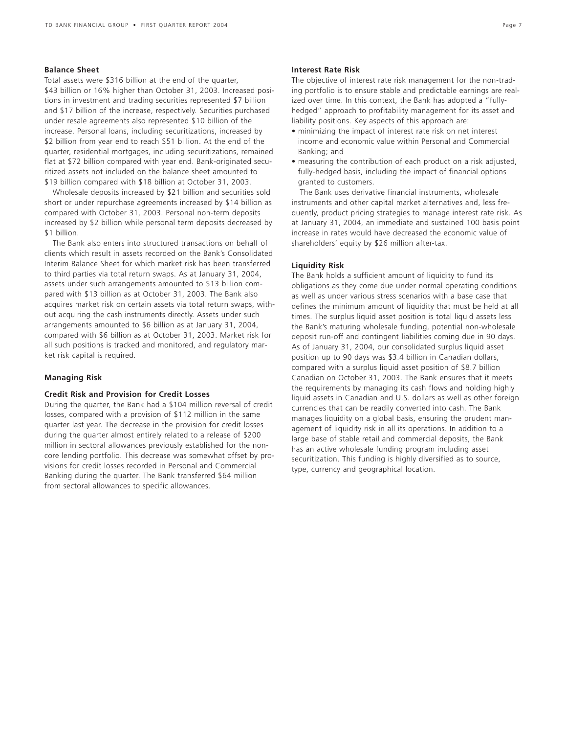### Balance Sheet

Total assets were $316 billion at the end of the quarter, $43 billion or 16% higher than October 31, 2003. Increased positions in investment and trading securities represented $7 billion and $17 billion of the increase, respectively. Securities purchased under resale agreements also represented $10 billion of the increase. Personal loans, including securitizations, increased by $2 billion from year end to reach $51 billion. At the end of the quarter, residential mortgages, including securitizations, remained flat at $72 billion compared with year end. Bank-originated securitized assets not included on the balance sheet amounted to $19 billion compared with $18 billion at October 31, 2003.

Wholesale deposits increased by $21 billion and securities sold short or under repurchase agreements increased by $14 billion as compared with October 31, 2003. Personal non-term deposits increased by $2 billion while personal term deposits decreased by $1 billion.

The Bank also enters into structured transactions on behalf of clients which result in assets recorded on the Bank's Consolidated Interim Balance Sheet for which market risk has been transferred to third parties via total return swaps. As at January 31, 2004, assets under such arrangements amounted to $13 billion compared with $13 billion as at October 31, 2003. The Bank also acquires market risk on certain assets via total return swaps, without acquiring the cash instruments directly. Assets under such arrangements amounted to $6 billion as at January 31, 2004, compared with $6 billion as at October 31, 2003. Market risk for all such positions is tracked and monitored, and regulatory market risk capital is required.

### Managing Risk

#### Credit Risk and Provision for Credit Losses

During the quarter, the Bank had a $104 million reversal of credit losses, compared with a provision of $112 million in the same quarter last year. The decrease in the provision for credit losses during the quarter almost entirely related to a release of $200 million in sectoral allowances previously established for the non-core lending portfolio. This decrease was somewhat offset by provisions for credit losses recorded in Personal and Commercial Banking during the quarter. The Bank transferred $64 million from sectoral allowances to specific allowances.

#### Interest Rate Risk

The objective of interest rate risk management for the non-trading portfolio is to ensure stable and predictable earnings are realized over time. In this context, the Bank has adopted a "fully-hedged" approach to profitability management for its asset and liability positions. Key aspects of this approach are:

- minimizing the impact of interest rate risk on net interest income and economic value within Personal and Commercial Banking; and
- measuring the contribution of each product on a risk adjusted, fully-hedged basis, including the impact of financial options granted to customers.

The Bank uses derivative financial instruments, wholesale instruments and other capital market alternatives and, less frequently, product pricing strategies to manage interest rate risk. As at January 31, 2004, an immediate and sustained 100 basis point increase in rates would have decreased the economic value of shareholders' equity by $26 million after-tax.

#### Liquidity Risk

The Bank holds a sufficient amount of liquidity to fund its obligations as they come due under normal operating conditions as well as under various stress scenarios with a base case that defines the minimum amount of liquidity that must be held at all times. The surplus liquid asset position is total liquid assets less the Bank's maturing wholesale funding, potential non-wholesale deposit run-off and contingent liabilities coming due in 90 days. As of January 31, 2004, our consolidated surplus liquid asset position up to 90 days was $3.4 billion in Canadian dollars, compared with a surplus liquid asset position of $8.7 billion Canadian on October 31, 2003. The Bank ensures that it meets the requirements by managing its cash flows and holding highly liquid assets in Canadian and U.S. dollars as well as other foreign currencies that can be readily converted into cash. The Bank manages liquidity on a global basis, ensuring the prudent management of liquidity risk in all its operations. In addition to a large base of stable retail and commercial deposits, the Bank has an active wholesale funding program including asset securitization. This funding is highly diversified as to source, type, currency and geographical location.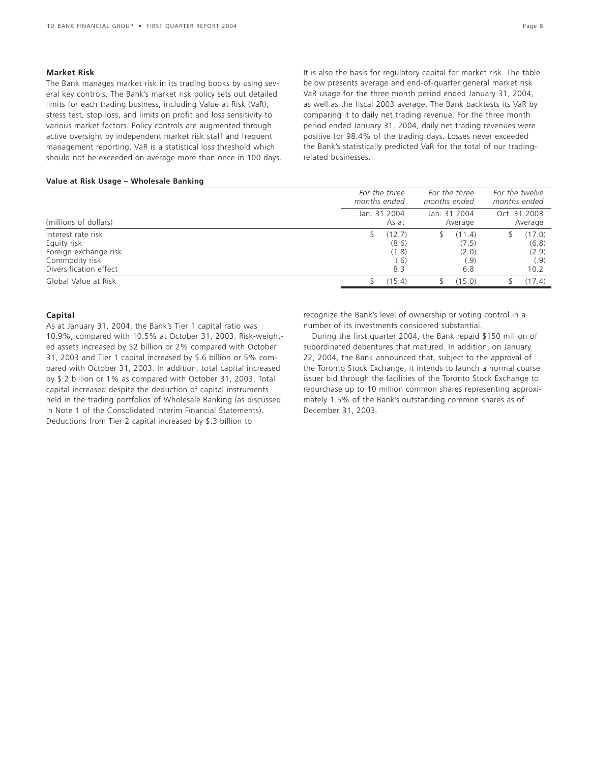### Market Risk

The Bank manages market risk in its trading books by using several key controls. The Bank's market risk policy sets out detailed limits for each trading business, including Value at Risk (VaR), stress test, stop loss, and limits on profit and loss sensitivity to various market factors. Policy controls are augmented through active oversight by independent market risk staff and frequent management reporting. VaR is a statistical loss threshold which should not be exceeded on average more than once in 100 days. It is also the basis for regulatory capital for market risk. The table below presents average and end-of-quarter general market risk VaR usage for the three month period ended January 31, 2004, as well as the fiscal 2003 average. The Bank backtests its VaR by comparing it to daily net trading revenue. For the three month period ended January 31, 2004, daily net trading revenues were positive for 98.4% of the trading days. Losses never exceeded the Bank's statistically predicted VaR for the total of our trading-related businesses.

**Value at Risk Usage – Wholesale Banking**

| | *For the three months ended* | *For the three months ended* | *For the twelve months ended* |
|---|---|---|---|
| (millions of dollars) | Jan. 31 2004 As at | Jan. 31 2004 Average | Oct. 31 2003 Average |
| Interest rate risk | $ (12.7) | $ (11.4) | $ (17.0) |
| Equity risk | (8.6) | (7.5) | (6.8) |
| Foreign exchange risk | (1.8) | (2.0) | (2.9) |
| Commodity risk | (.6) | (.9) | (.9) |
| Diversification effect | 8.3 | 6.8 | 10.2 |
| Global Value at Risk | $ (15.4) | $ (15.0) | $ (17.4) |

### Capital

As at January 31, 2004, the Bank's Tier 1 capital ratio was 10.9%, compared with 10.5% at October 31, 2003. Risk-weighted assets increased by $2 billion or 2% compared with October 31, 2003 and Tier 1 capital increased by $.6 billion or 5% compared with October 31, 2003. In addition, total capital increased by $.2 billion or 1% as compared with October 31, 2003. Total capital increased despite the deduction of capital instruments held in the trading portfolios of Wholesale Banking (as discussed in Note 1 of the Consolidated Interim Financial Statements). Deductions from Tier 2 capital increased by $.3 billion to recognize the Bank's level of ownership or voting control in a number of its investments considered substantial.

During the first quarter 2004, the Bank repaid $150 million of subordinated debentures that matured. In addition, on January 22, 2004, the Bank announced that, subject to the approval of the Toronto Stock Exchange, it intends to launch a normal course issuer bid through the facilities of the Toronto Stock Exchange to repurchase up to 10 million common shares representing approximately 1.5% of the Bank's outstanding common shares as of December 31, 2003.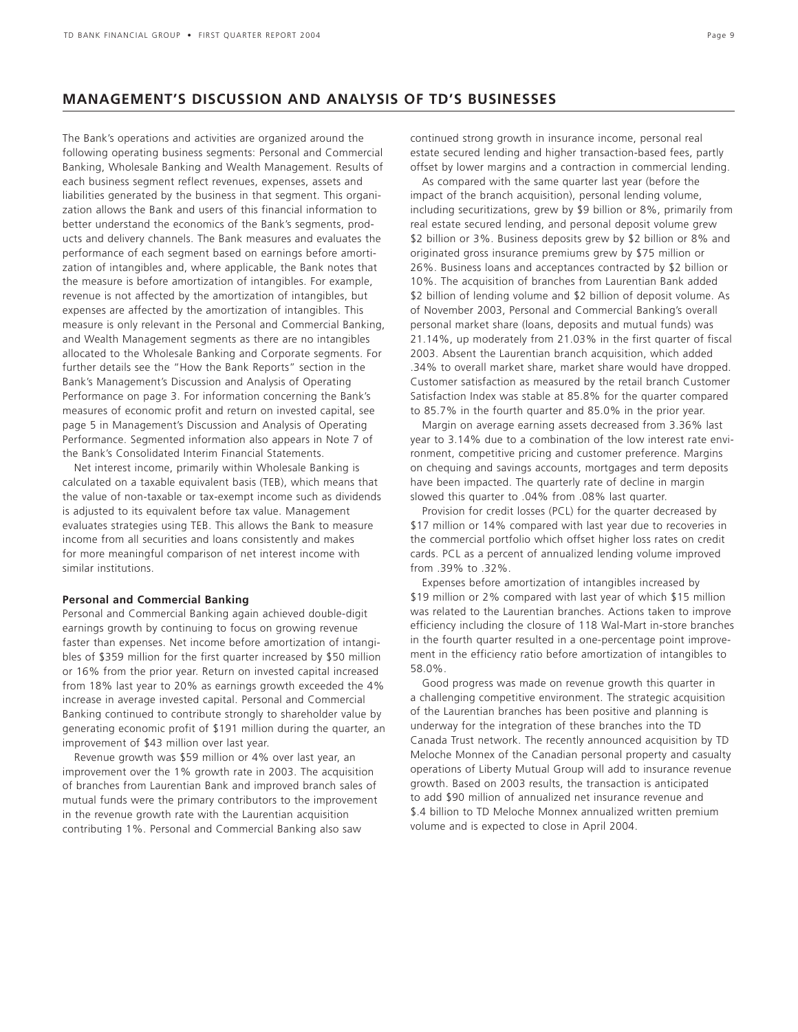## MANAGEMENT'S DISCUSSION AND ANALYSIS OF TD'S BUSINESSES

The Bank's operations and activities are organized around the following operating business segments: Personal and Commercial Banking, Wholesale Banking and Wealth Management. Results of each business segment reflect revenues, expenses, assets and liabilities generated by the business in that segment. This organization allows the Bank and users of this financial information to better understand the economics of the Bank's segments, products and delivery channels. The Bank measures and evaluates the performance of each segment based on earnings before amortization of intangibles and, where applicable, the Bank notes that the measure is before amortization of intangibles. For example, revenue is not affected by the amortization of intangibles, but expenses are affected by the amortization of intangibles. This measure is only relevant in the Personal and Commercial Banking, and Wealth Management segments as there are no intangibles allocated to the Wholesale Banking and Corporate segments. For further details see the "How the Bank Reports" section in the Bank's Management's Discussion and Analysis of Operating Performance on page 3. For information concerning the Bank's measures of economic profit and return on invested capital, see page 5 in Management's Discussion and Analysis of Operating Performance. Segmented information also appears in Note 7 of the Bank's Consolidated Interim Financial Statements.

Net interest income, primarily within Wholesale Banking is calculated on a taxable equivalent basis (TEB), which means that the value of non-taxable or tax-exempt income such as dividends is adjusted to its equivalent before tax value. Management evaluates strategies using TEB. This allows the Bank to measure income from all securities and loans consistently and makes for more meaningful comparison of net interest income with similar institutions.

**Personal and Commercial Banking**

Personal and Commercial Banking again achieved double-digit earnings growth by continuing to focus on growing revenue faster than expenses. Net income before amortization of intangibles of $359 million for the first quarter increased by $50 million or 16% from the prior year. Return on invested capital increased from 18% last year to 20% as earnings growth exceeded the 4% increase in average invested capital. Personal and Commercial Banking continued to contribute strongly to shareholder value by generating economic profit of $191 million during the quarter, an improvement of $43 million over last year.

Revenue growth was $59 million or 4% over last year, an improvement over the 1% growth rate in 2003. The acquisition of branches from Laurentian Bank and improved branch sales of mutual funds were the primary contributors to the improvement in the revenue growth rate with the Laurentian acquisition contributing 1%. Personal and Commercial Banking also saw continued strong growth in insurance income, personal real estate secured lending and higher transaction-based fees, partly offset by lower margins and a contraction in commercial lending.

As compared with the same quarter last year (before the impact of the branch acquisition), personal lending volume, including securitizations, grew by $9 billion or 8%, primarily from real estate secured lending, and personal deposit volume grew $2 billion or 3%. Business deposits grew by $2 billion or 8% and originated gross insurance premiums grew by $75 million or 26%. Business loans and acceptances contracted by $2 billion or 10%. The acquisition of branches from Laurentian Bank added $2 billion of lending volume and $2 billion of deposit volume. As of November 2003, Personal and Commercial Banking's overall personal market share (loans, deposits and mutual funds) was 21.14%, up moderately from 21.03% in the first quarter of fiscal 2003. Absent the Laurentian branch acquisition, which added .34% to overall market share, market share would have dropped. Customer satisfaction as measured by the retail branch Customer Satisfaction Index was stable at 85.8% for the quarter compared to 85.7% in the fourth quarter and 85.0% in the prior year.

Margin on average earning assets decreased from 3.36% last year to 3.14% due to a combination of the low interest rate environment, competitive pricing and customer preference. Margins on chequing and savings accounts, mortgages and term deposits have been impacted. The quarterly rate of decline in margin slowed this quarter to .04% from .08% last quarter.

Provision for credit losses (PCL) for the quarter decreased by $17 million or 14% compared with last year due to recoveries in the commercial portfolio which offset higher loss rates on credit cards. PCL as a percent of annualized lending volume improved from .39% to .32%.

Expenses before amortization of intangibles increased by $19 million or 2% compared with last year of which $15 million was related to the Laurentian branches. Actions taken to improve efficiency including the closure of 118 Wal-Mart in-store branches in the fourth quarter resulted in a one-percentage point improvement in the efficiency ratio before amortization of intangibles to 58.0%.

Good progress was made on revenue growth this quarter in a challenging competitive environment. The strategic acquisition of the Laurentian branches has been positive and planning is underway for the integration of these branches into the TD Canada Trust network. The recently announced acquisition by TD Meloche Monnex of the Canadian personal property and casualty operations of Liberty Mutual Group will add to insurance revenue growth. Based on 2003 results, the transaction is anticipated to add $90 million of annualized net insurance revenue and $.4 billion to TD Meloche Monnex annualized written premium volume and is expected to close in April 2004.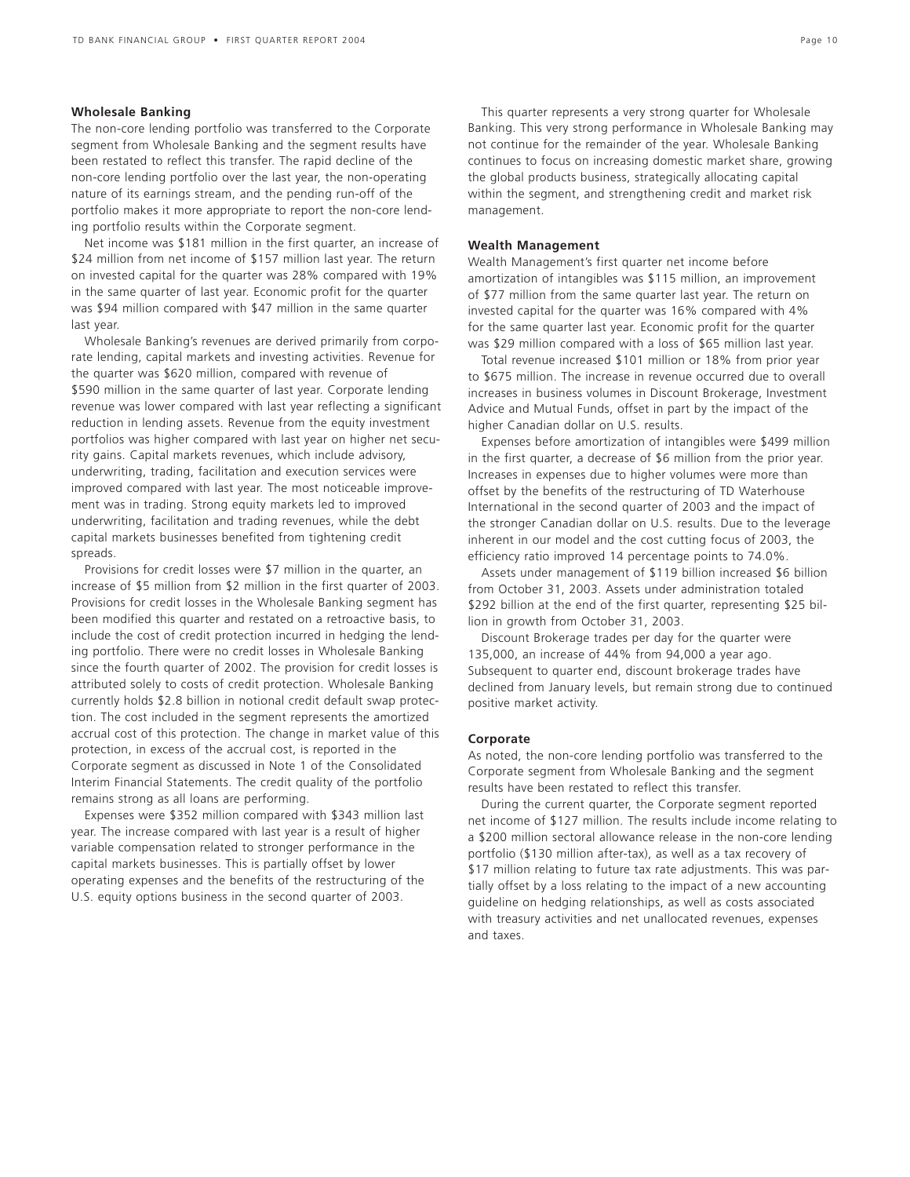### Wholesale Banking

The non-core lending portfolio was transferred to the Corporate segment from Wholesale Banking and the segment results have been restated to reflect this transfer. The rapid decline of the non-core lending portfolio over the last year, the non-operating nature of its earnings stream, and the pending run-off of the portfolio makes it more appropriate to report the non-core lending portfolio results within the Corporate segment.

Net income was $181 million in the first quarter, an increase of $24 million from net income of $157 million last year. The return on invested capital for the quarter was 28% compared with 19% in the same quarter of last year. Economic profit for the quarter was $94 million compared with $47 million in the same quarter last year.

Wholesale Banking's revenues are derived primarily from corporate lending, capital markets and investing activities. Revenue for the quarter was $620 million, compared with revenue of $590 million in the same quarter of last year. Corporate lending revenue was lower compared with last year reflecting a significant reduction in lending assets. Revenue from the equity investment portfolios was higher compared with last year on higher net security gains. Capital markets revenues, which include advisory, underwriting, trading, facilitation and execution services were improved compared with last year. The most noticeable improvement was in trading. Strong equity markets led to improved underwriting, facilitation and trading revenues, while the debt capital markets businesses benefited from tightening credit spreads.

Provisions for credit losses were $7 million in the quarter, an increase of $5 million from $2 million in the first quarter of 2003. Provisions for credit losses in the Wholesale Banking segment has been modified this quarter and restated on a retroactive basis, to include the cost of credit protection incurred in hedging the lending portfolio. There were no credit losses in Wholesale Banking since the fourth quarter of 2002. The provision for credit losses is attributed solely to costs of credit protection. Wholesale Banking currently holds $2.8 billion in notional credit default swap protection. The cost included in the segment represents the amortized accrual cost of this protection. The change in market value of this protection, in excess of the accrual cost, is reported in the Corporate segment as discussed in Note 1 of the Consolidated Interim Financial Statements. The credit quality of the portfolio remains strong as all loans are performing.

Expenses were $352 million compared with $343 million last year. The increase compared with last year is a result of higher variable compensation related to stronger performance in the capital markets businesses. This is partially offset by lower operating expenses and the benefits of the restructuring of the U.S. equity options business in the second quarter of 2003.

This quarter represents a very strong quarter for Wholesale Banking. This very strong performance in Wholesale Banking may not continue for the remainder of the year. Wholesale Banking continues to focus on increasing domestic market share, growing the global products business, strategically allocating capital within the segment, and strengthening credit and market risk management.

### Wealth Management

Wealth Management's first quarter net income before amortization of intangibles was $115 million, an improvement of $77 million from the same quarter last year. The return on invested capital for the quarter was 16% compared with 4% for the same quarter last year. Economic profit for the quarter was $29 million compared with a loss of $65 million last year.

Total revenue increased $101 million or 18% from prior year to $675 million. The increase in revenue occurred due to overall increases in business volumes in Discount Brokerage, Investment Advice and Mutual Funds, offset in part by the impact of the higher Canadian dollar on U.S. results.

Expenses before amortization of intangibles were $499 million in the first quarter, a decrease of $6 million from the prior year. Increases in expenses due to higher volumes were more than offset by the benefits of the restructuring of TD Waterhouse International in the second quarter of 2003 and the impact of the stronger Canadian dollar on U.S. results. Due to the leverage inherent in our model and the cost cutting focus of 2003, the efficiency ratio improved 14 percentage points to 74.0%.

Assets under management of $119 billion increased $6 billion from October 31, 2003. Assets under administration totaled $292 billion at the end of the first quarter, representing $25 billion in growth from October 31, 2003.

Discount Brokerage trades per day for the quarter were 135,000, an increase of 44% from 94,000 a year ago. Subsequent to quarter end, discount brokerage trades have declined from January levels, but remain strong due to continued positive market activity.

### Corporate

As noted, the non-core lending portfolio was transferred to the Corporate segment from Wholesale Banking and the segment results have been restated to reflect this transfer.

During the current quarter, the Corporate segment reported net income of $127 million. The results include income relating to a $200 million sectoral allowance release in the non-core lending portfolio ($130 million after-tax), as well as a tax recovery of $17 million relating to future tax rate adjustments. This was partially offset by a loss relating to the impact of a new accounting guideline on hedging relationships, as well as costs associated with treasury activities and net unallocated revenues, expenses and taxes.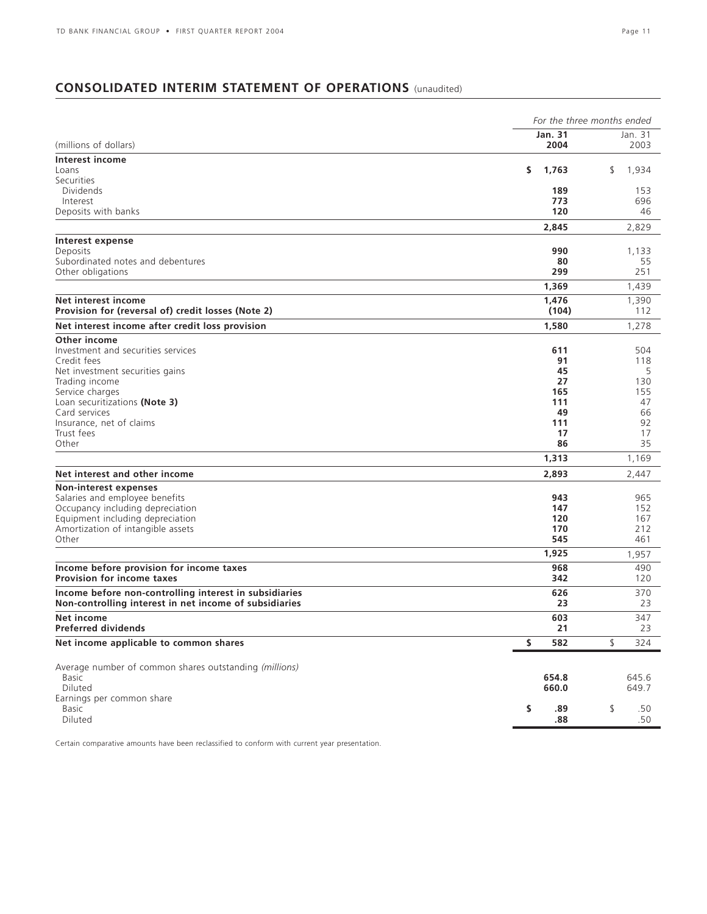## CONSOLIDATED INTERIM STATEMENT OF OPERATIONS (unaudited)

| (millions of dollars) | *For the three months ended* | |
|---|---|---|
| | **Jan. 31 2004** | Jan. 31 2003 |
| **Interest income** | | |
| Loans | **$ 1,763** | $ 1,934 |
| Securities | | |
| Dividends | **189** | 153 |
| Interest | **773** | 696 |
| Deposits with banks | **120** | 46 |
| | **2,845** | 2,829 |
| **Interest expense** | | |
| Deposits | **990** | 1,133 |
| Subordinated notes and debentures | **80** | 55 |
| Other obligations | **299** | 251 |
| | **1,369** | 1,439 |
| **Net interest income** | **1,476** | 1,390 |
| **Provision for (reversal of) credit losses (Note 2)** | **(104)** | 112 |
| **Net interest income after credit loss provision** | **1,580** | 1,278 |
| **Other income** | | |
| Investment and securities services | **611** | 504 |
| Credit fees | **91** | 118 |
| Net investment securities gains | **45** | 5 |
| Trading income | **27** | 130 |
| Service charges | **165** | 155 |
| Loan securitizations **(Note 3)** | **111** | 47 |
| Card services | **49** | 66 |
| Insurance, net of claims | **111** | 92 |
| Trust fees | **17** | 17 |
| Other | **86** | 35 |
| | **1,313** | 1,169 |
| **Net interest and other income** | **2,893** | 2,447 |
| **Non-interest expenses** | | |
| Salaries and employee benefits | **943** | 965 |
| Occupancy including depreciation | **147** | 152 |
| Equipment including depreciation | **120** | 167 |
| Amortization of intangible assets | **170** | 212 |
| Other | **545** | 461 |
| | **1,925** | 1,957 |
| **Income before provision for income taxes** | **968** | 490 |
| **Provision for income taxes** | **342** | 120 |
| **Income before non-controlling interest in subsidiaries** | **626** | 370 |
| **Non-controlling interest in net income of subsidiaries** | **23** | 23 |
| **Net income** | **603** | 347 |
| **Preferred dividends** | **21** | 23 |
| **Net income applicable to common shares** | **$ 582** | $ 324 |
| Average number of common shares outstanding *(millions)* | | |
| Basic | **654.8** | 645.6 |
| Diluted | **660.0** | 649.7 |
| Earnings per common share | | |
| Basic | **$ .89** | $ .50 |
| Diluted | **.88** | .50 |

Certain comparative amounts have been reclassified to conform with current year presentation.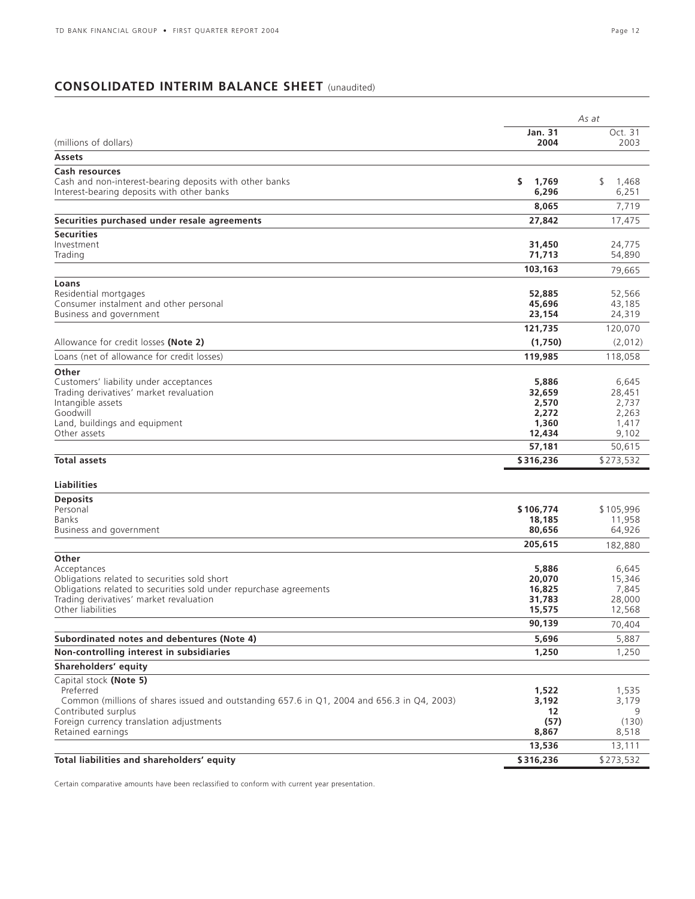## CONSOLIDATED INTERIM BALANCE SHEET (unaudited)

| (millions of dollars) | As at Jan. 31 2004 | As at Oct. 31 2003 |
|---|---|---|
| **Assets** | | |
| **Cash resources** | | |
| Cash and non-interest-bearing deposits with other banks | **$ 1,769** | $ 1,468 |
| Interest-bearing deposits with other banks | **6,296** | 6,251 |
| | **8,065** | 7,719 |
| **Securities purchased under resale agreements** | **27,842** | 17,475 |
| **Securities** | | |
| Investment | **31,450** | 24,775 |
| Trading | **71,713** | 54,890 |
| | **103,163** | 79,665 |
| **Loans** | | |
| Residential mortgages | **52,885** | 52,566 |
| Consumer instalment and other personal | **45,696** | 43,185 |
| Business and government | **23,154** | 24,319 |
| | **121,735** | 120,070 |
| Allowance for credit losses **(Note 2)** | **(1,750)** | (2,012) |
| Loans (net of allowance for credit losses) | **119,985** | 118,058 |
| **Other** | | |
| Customers' liability under acceptances | **5,886** | 6,645 |
| Trading derivatives' market revaluation | **32,659** | 28,451 |
| Intangible assets | **2,570** | 2,737 |
| Goodwill | **2,272** | 2,263 |
| Land, buildings and equipment | **1,360** | 1,417 |
| Other assets | **12,434** | 9,102 |
| | **57,181** | 50,615 |
| **Total assets** | **$316,236** | $273,532 |
| **Liabilities** | | |
| **Deposits** | | |
| Personal | **$106,774** | $105,996 |
| Banks | **18,185** | 11,958 |
| Business and government | **80,656** | 64,926 |
| | **205,615** | 182,880 |
| **Other** | | |
| Acceptances | **5,886** | 6,645 |
| Obligations related to securities sold short | **20,070** | 15,346 |
| Obligations related to securities sold under repurchase agreements | **16,825** | 7,845 |
| Trading derivatives' market revaluation | **31,783** | 28,000 |
| Other liabilities | **15,575** | 12,568 |
| | **90,139** | 70,404 |
| **Subordinated notes and debentures (Note 4)** | **5,696** | 5,887 |
| **Non-controlling interest in subsidiaries** | **1,250** | 1,250 |
| **Shareholders' equity** | | |
| Capital stock **(Note 5)** | | |
| Preferred | **1,522** | 1,535 |
| Common (millions of shares issued and outstanding 657.6 in Q1, 2004 and 656.3 in Q4, 2003) | **3,192** | 3,179 |
| Contributed surplus | **12** | 9 |
| Foreign currency translation adjustments | **(57)** | (130) |
| Retained earnings | **8,867** | 8,518 |
| | **13,536** | 13,111 |
| **Total liabilities and shareholders' equity** | **$316,236** | $273,532 |

Certain comparative amounts have been reclassified to conform with current year presentation.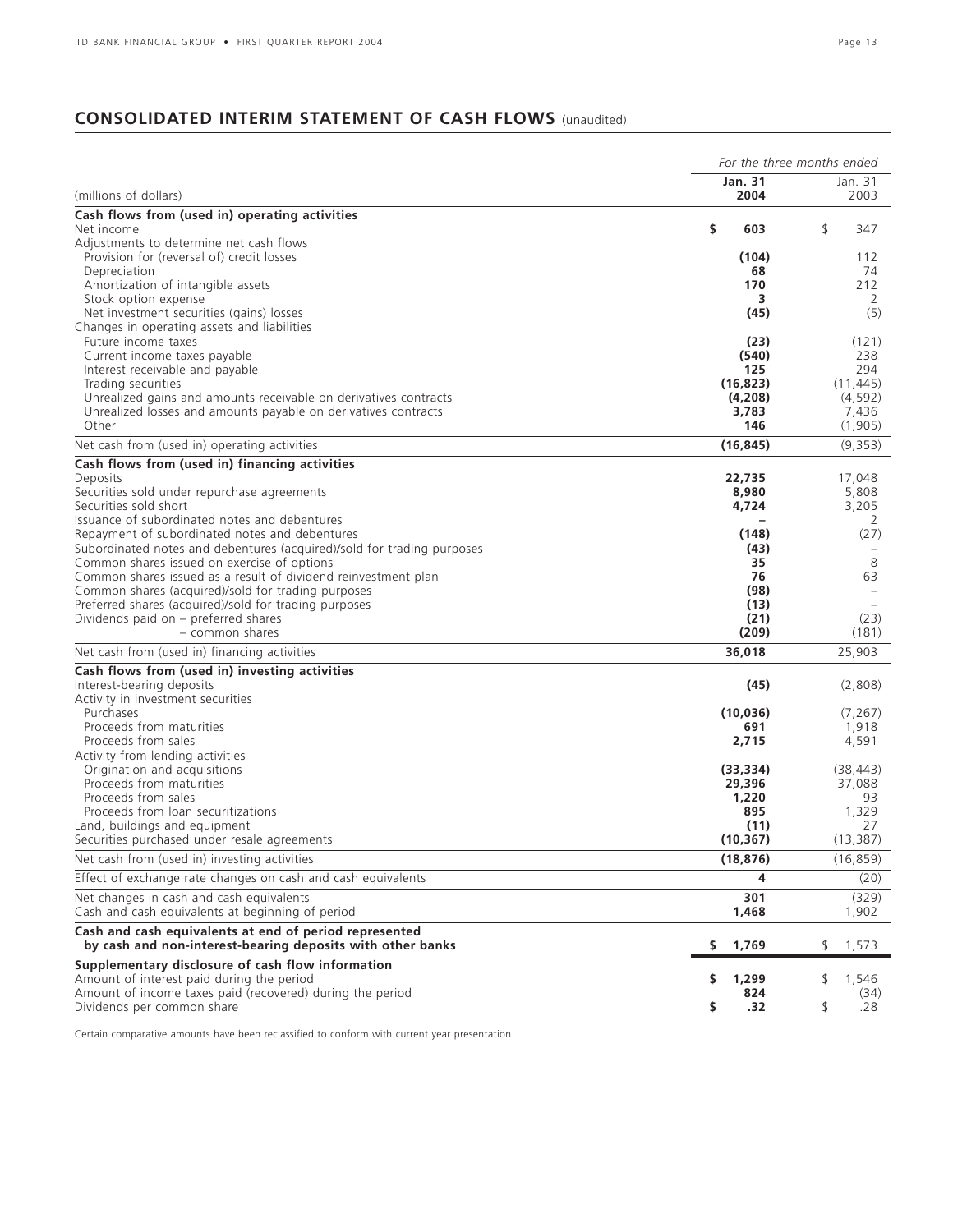## CONSOLIDATED INTERIM STATEMENT OF CASH FLOWS (unaudited)

| (millions of dollars) | For the three months ended Jan. 31 2004 | Jan. 31 2003 |
|---|---|---|
| **Cash flows from (used in) operating activities** | | |
| Net income | **$ 603** | $ 347 |
| Adjustments to determine net cash flows | | |
| Provision for (reversal of) credit losses | **(104)** | 112 |
| Depreciation | **68** | 74 |
| Amortization of intangible assets | **170** | 212 |
| Stock option expense | **3** | 2 |
| Net investment securities (gains) losses | **(45)** | (5) |
| Changes in operating assets and liabilities | | |
| Future income taxes | **(23)** | (121) |
| Current income taxes payable | **(540)** | 238 |
| Interest receivable and payable | **125** | 294 |
| Trading securities | **(16,823)** | (11,445) |
| Unrealized gains and amounts receivable on derivatives contracts | **(4,208)** | (4,592) |
| Unrealized losses and amounts payable on derivatives contracts | **3,783** | 7,436 |
| Other | **146** | (1,905) |
| Net cash from (used in) operating activities | **(16,845)** | (9,353) |
| **Cash flows from (used in) financing activities** | | |
| Deposits | **22,735** | 17,048 |
| Securities sold under repurchase agreements | **8,980** | 5,808 |
| Securities sold short | **4,724** | 3,205 |
| Issuance of subordinated notes and debentures | **–** | 2 |
| Repayment of subordinated notes and debentures | **(148)** | (27) |
| Subordinated notes and debentures (acquired)/sold for trading purposes | **(43)** | – |
| Common shares issued on exercise of options | **35** | 8 |
| Common shares issued as a result of dividend reinvestment plan | **76** | 63 |
| Common shares (acquired)/sold for trading purposes | **(98)** | – |
| Preferred shares (acquired)/sold for trading purposes | **(13)** | – |
| Dividends paid on – preferred shares | **(21)** | (23) |
| – common shares | **(209)** | (181) |
| Net cash from (used in) financing activities | **36,018** | 25,903 |
| **Cash flows from (used in) investing activities** | | |
| Interest-bearing deposits | **(45)** | (2,808) |
| Activity in investment securities | | |
| Purchases | **(10,036)** | (7,267) |
| Proceeds from maturities | **691** | 1,918 |
| Proceeds from sales | **2,715** | 4,591 |
| Activity from lending activities | | |
| Origination and acquisitions | **(33,334)** | (38,443) |
| Proceeds from maturities | **29,396** | 37,088 |
| Proceeds from sales | **1,220** | 93 |
| Proceeds from loan securitizations | **895** | 1,329 |
| Land, buildings and equipment | **(11)** | 27 |
| Securities purchased under resale agreements | **(10,367)** | (13,387) |
| Net cash from (used in) investing activities | **(18,876)** | (16,859) |
| Effect of exchange rate changes on cash and cash equivalents | **4** | (20) |
| Net changes in cash and cash equivalents | **301** | (329) |
| Cash and cash equivalents at beginning of period | **1,468** | 1,902 |
| **Cash and cash equivalents at end of period represented by cash and non-interest-bearing deposits with other banks** | **$ 1,769** | $ 1,573 |
| **Supplementary disclosure of cash flow information** | | |
| Amount of interest paid during the period | **$ 1,299** | $ 1,546 |
| Amount of income taxes paid (recovered) during the period | **824** | (34) |
| Dividends per common share | **$ .32** | $ .28 |

Certain comparative amounts have been reclassified to conform with current year presentation.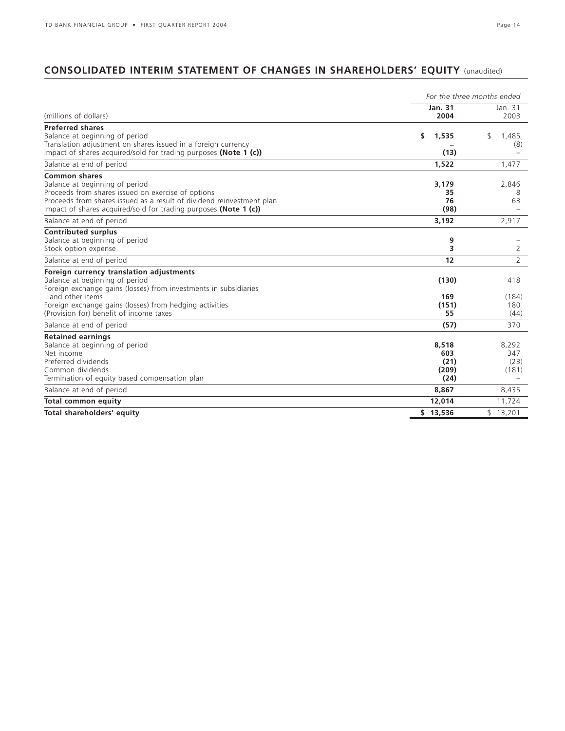## CONSOLIDATED INTERIM STATEMENT OF CHANGES IN SHAREHOLDERS' EQUITY (unaudited)

| (millions of dollars) | *For the three months ended* | |
|---|---|---|
| | **Jan. 31 2004** | Jan. 31 2003 |
| **Preferred shares** | | |
| Balance at beginning of period | **$ 1,535** | $ 1,485 |
| Translation adjustment on shares issued in a foreign currency | **–** | (8) |
| Impact of shares acquired/sold for trading purposes **(Note 1 (c))** | **(13)** | – |
| Balance at end of period | **1,522** | 1,477 |
| **Common shares** | | |
| Balance at beginning of period | **3,179** | 2,846 |
| Proceeds from shares issued on exercise of options | **35** | 8 |
| Proceeds from shares issued as a result of dividend reinvestment plan | **76** | 63 |
| Impact of shares acquired/sold for trading purposes **(Note 1 (c))** | **(98)** | – |
| Balance at end of period | **3,192** | 2,917 |
| **Contributed surplus** | | |
| Balance at beginning of period | **9** | – |
| Stock option expense | **3** | 2 |
| Balance at end of period | **12** | 2 |
| **Foreign currency translation adjustments** | | |
| Balance at beginning of period | **(130)** | 418 |
| Foreign exchange gains (losses) from investments in subsidiaries and other items | **169** | (184) |
| Foreign exchange gains (losses) from hedging activities | **(151)** | 180 |
| (Provision for) benefit of income taxes | **55** | (44) |
| Balance at end of period | **(57)** | 370 |
| **Retained earnings** | | |
| Balance at beginning of period | **8,518** | 8,292 |
| Net income | **603** | 347 |
| Preferred dividends | **(21)** | (23) |
| Common dividends | **(209)** | (181) |
| Termination of equity based compensation plan | **(24)** | – |
| Balance at end of period | **8,867** | 8,435 |
| **Total common equity** | **12,014** | 11,724 |
| **Total shareholders' equity** | **$ 13,536** | $ 13,201 |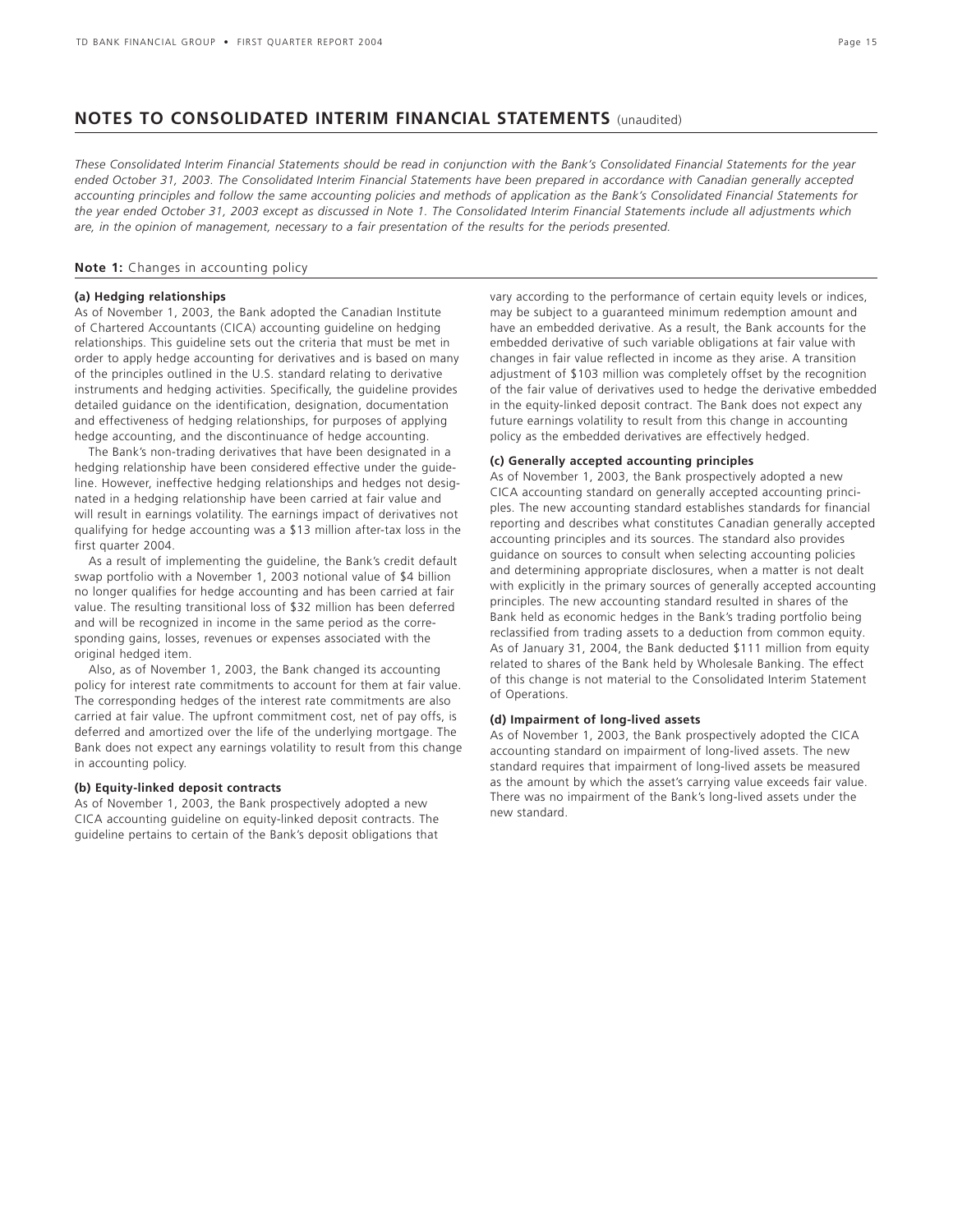## NOTES TO CONSOLIDATED INTERIM FINANCIAL STATEMENTS (unaudited)

*These Consolidated Interim Financial Statements should be read in conjunction with the Bank's Consolidated Financial Statements for the year ended October 31, 2003. The Consolidated Interim Financial Statements have been prepared in accordance with Canadian generally accepted accounting principles and follow the same accounting policies and methods of application as the Bank's Consolidated Financial Statements for the year ended October 31, 2003 except as discussed in Note 1. The Consolidated Interim Financial Statements include all adjustments which are, in the opinion of management, necessary to a fair presentation of the results for the periods presented.*

### **Note 1:** Changes in accounting policy

**(a) Hedging relationships**

As of November 1, 2003, the Bank adopted the Canadian Institute of Chartered Accountants (CICA) accounting guideline on hedging relationships. This guideline sets out the criteria that must be met in order to apply hedge accounting for derivatives and is based on many of the principles outlined in the U.S. standard relating to derivative instruments and hedging activities. Specifically, the guideline provides detailed guidance on the identification, designation, documentation and effectiveness of hedging relationships, for purposes of applying hedge accounting, and the discontinuance of hedge accounting.

The Bank's non-trading derivatives that have been designated in a hedging relationship have been considered effective under the guideline. However, ineffective hedging relationships and hedges not designated in a hedging relationship have been carried at fair value and will result in earnings volatility. The earnings impact of derivatives not qualifying for hedge accounting was a $13 million after-tax loss in the first quarter 2004.

As a result of implementing the guideline, the Bank's credit default swap portfolio with a November 1, 2003 notional value of $4 billion no longer qualifies for hedge accounting and has been carried at fair value. The resulting transitional loss of $32 million has been deferred and will be recognized in income in the same period as the corresponding gains, losses, revenues or expenses associated with the original hedged item.

Also, as of November 1, 2003, the Bank changed its accounting policy for interest rate commitments to account for them at fair value. The corresponding hedges of the interest rate commitments are also carried at fair value. The upfront commitment cost, net of pay offs, is deferred and amortized over the life of the underlying mortgage. The Bank does not expect any earnings volatility to result from this change in accounting policy.

**(b) Equity-linked deposit contracts**

As of November 1, 2003, the Bank prospectively adopted a new CICA accounting guideline on equity-linked deposit contracts. The guideline pertains to certain of the Bank's deposit obligations that vary according to the performance of certain equity levels or indices, may be subject to a guaranteed minimum redemption amount and have an embedded derivative. As a result, the Bank accounts for the embedded derivative of such variable obligations at fair value with changes in fair value reflected in income as they arise. A transition adjustment of $103 million was completely offset by the recognition of the fair value of derivatives used to hedge the derivative embedded in the equity-linked deposit contract. The Bank does not expect any future earnings volatility to result from this change in accounting policy as the embedded derivatives are effectively hedged.

**(c) Generally accepted accounting principles**

As of November 1, 2003, the Bank prospectively adopted a new CICA accounting standard on generally accepted accounting principles. The new accounting standard establishes standards for financial reporting and describes what constitutes Canadian generally accepted accounting principles and its sources. The standard also provides guidance on sources to consult when selecting accounting policies and determining appropriate disclosures, when a matter is not dealt with explicitly in the primary sources of generally accepted accounting principles. The new accounting standard resulted in shares of the Bank held as economic hedges in the Bank's trading portfolio being reclassified from trading assets to a deduction from common equity. As of January 31, 2004, the Bank deducted $111 million from equity related to shares of the Bank held by Wholesale Banking. The effect of this change is not material to the Consolidated Interim Statement of Operations.

**(d) Impairment of long-lived assets**

As of November 1, 2003, the Bank prospectively adopted the CICA accounting standard on impairment of long-lived assets. The new standard requires that impairment of long-lived assets be measured as the amount by which the asset's carrying value exceeds fair value. There was no impairment of the Bank's long-lived assets under the new standard.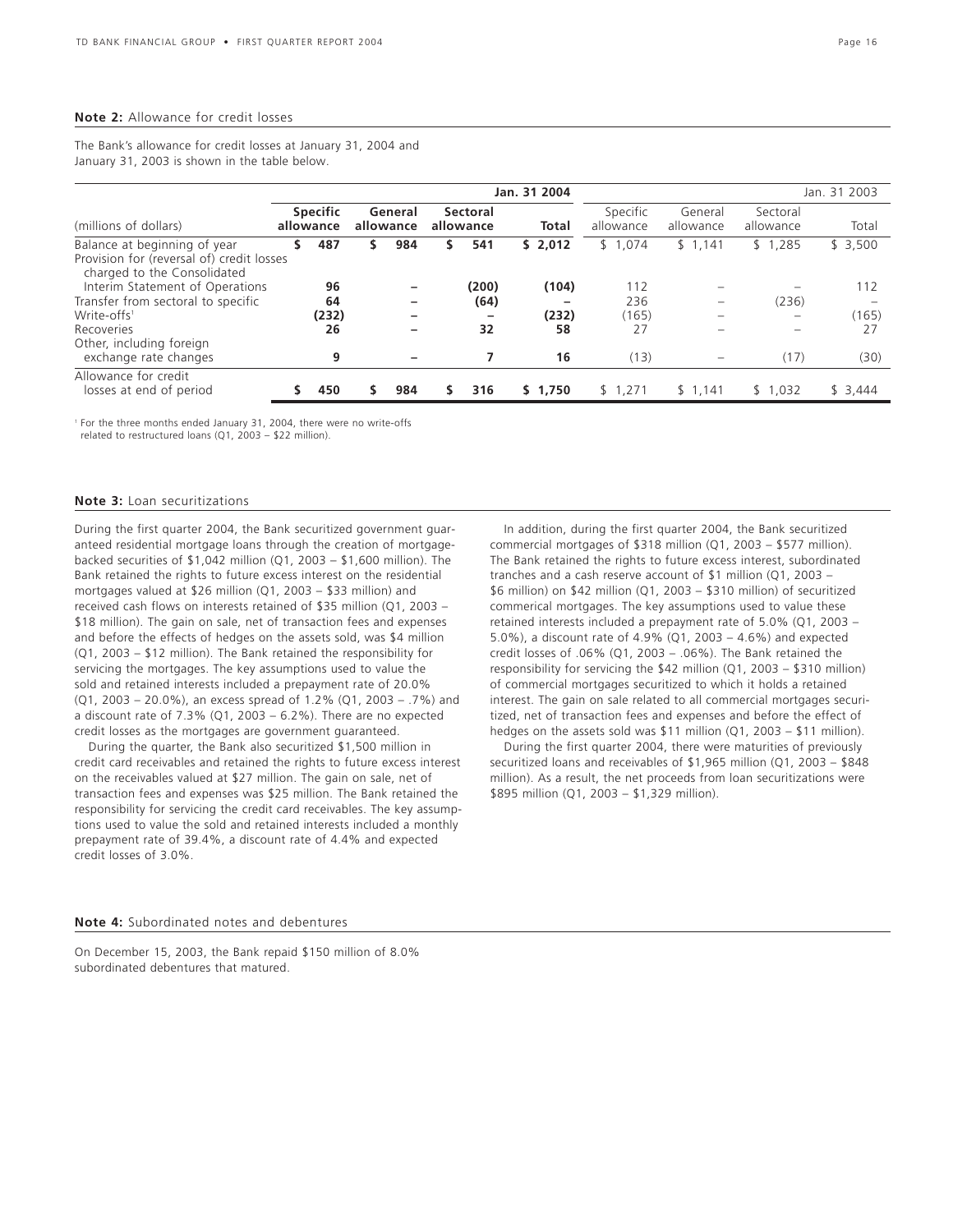**Note 2:** Allowance for credit losses

The Bank's allowance for credit losses at January 31, 2004 and January 31, 2003 is shown in the table below.

| | Jan. 31 2004 | | | | Jan. 31 2003 | | | |
|---|---|---|---|---|---|---|---|---|
| (millions of dollars) | Specific allowance | General allowance | Sectoral allowance | Total | Specific allowance | General allowance | Sectoral allowance | Total |
| Balance at beginning of year | $ 487 | $ 984 | $ 541 | $ 2,012 | $ 1,074 | $ 1,141 | $ 1,285 | $ 3,500 |
| Provision for (reversal of) credit losses charged to the Consolidated Interim Statement of Operations | 96 | – | (200) | (104) | 112 | – | – | 112 |
| Transfer from sectoral to specific | 64 | – | (64) | – | 236 | – | (236) | – |
| Write-offs[1] | (232) | – | – | (232) | (165) | – | – | (165) |
| Recoveries | 26 | – | 32 | 58 | 27 | – | – | 27 |
| Other, including foreign exchange rate changes | 9 | – | 7 | 16 | (13) | – | (17) | (30) |
| Allowance for credit losses at end of period | $ 450 | $ 984 | $ 316 | $ 1,750 | $ 1,271 | $ 1,141 | $ 1,032 | $ 3,444 |

[1] For the three months ended January 31, 2004, there were no write-offs related to restructured loans (Q1, 2003 – $22 million).

**Note 3:** Loan securitizations

During the first quarter 2004, the Bank securitized government guaranteed residential mortgage loans through the creation of mortgage-backed securities of $1,042 million (Q1, 2003 – $1,600 million). The Bank retained the rights to future excess interest on the residential mortgages valued at $26 million (Q1, 2003 – $33 million) and received cash flows on interests retained of $35 million (Q1, 2003 – $18 million). The gain on sale, net of transaction fees and expenses and before the effects of hedges on the assets sold, was $4 million (Q1, 2003 – $12 million). The Bank retained the responsibility for servicing the mortgages. The key assumptions used to value the sold and retained interests included a prepayment rate of 20.0% (Q1, 2003 – 20.0%), an excess spread of 1.2% (Q1, 2003 – .7%) and a discount rate of 7.3% (Q1, 2003 – 6.2%). There are no expected credit losses as the mortgages are government guaranteed.

During the quarter, the Bank also securitized $1,500 million in credit card receivables and retained the rights to future excess interest on the receivables valued at $27 million. The gain on sale, net of transaction fees and expenses was $25 million. The Bank retained the responsibility for servicing the credit card receivables. The key assumptions used to value the sold and retained interests included a monthly prepayment rate of 39.4%, a discount rate of 4.4% and expected credit losses of 3.0%.

In addition, during the first quarter 2004, the Bank securitized commercial mortgages of $318 million (Q1, 2003 – $577 million). The Bank retained the rights to future excess interest, subordinated tranches and a cash reserve account of $1 million (Q1, 2003 – $6 million) on $42 million (Q1, 2003 – $310 million) of securitized commerical mortgages. The key assumptions used to value these retained interests included a prepayment rate of 5.0% (Q1, 2003 – 5.0%), a discount rate of 4.9% (Q1, 2003 – 4.6%) and expected credit losses of .06% (Q1, 2003 – .06%). The Bank retained the responsibility for servicing the $42 million (Q1, 2003 – $310 million) of commercial mortgages securitized to which it holds a retained interest. The gain on sale related to all commercial mortgages securitized, net of transaction fees and expenses and before the effect of hedges on the assets sold was $11 million (Q1, 2003 – $11 million).

During the first quarter 2004, there were maturities of previously securitized loans and receivables of $1,965 million (Q1, 2003 – $848 million). As a result, the net proceeds from loan securitizations were $895 million (Q1, 2003 – $1,329 million).

**Note 4:** Subordinated notes and debentures

On December 15, 2003, the Bank repaid $150 million of 8.0% subordinated debentures that matured.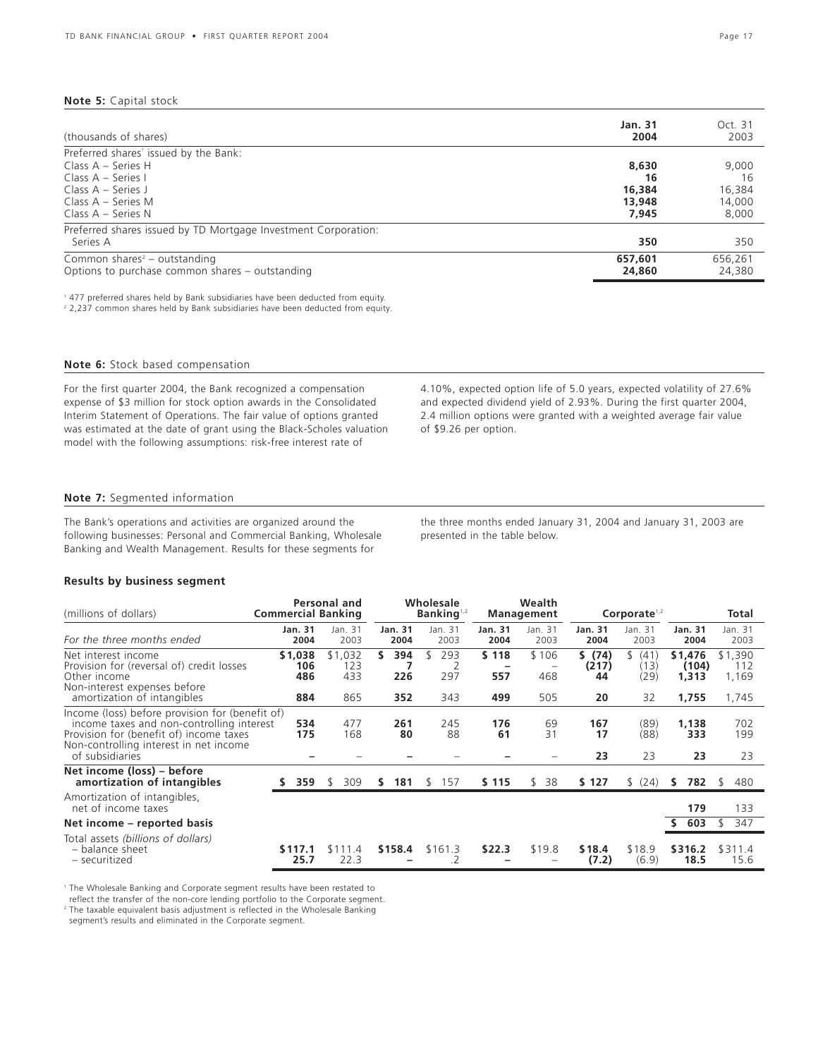## Note 5: Capital stock

| (thousands of shares) | Jan. 31 2004 | Oct. 31 2003 |
|---|---|---|
| Preferred shares[1] issued by the Bank: | | |
| Class A – Series H | **8,630** | 9,000 |
| Class A – Series I | **16** | 16 |
| Class A – Series J | **16,384** | 16,384 |
| Class A – Series M | **13,948** | 14,000 |
| Class A – Series N | **7,945** | 8,000 |
| Preferred shares issued by TD Mortgage Investment Corporation: | | |
| Series A | **350** | 350 |
| Common shares[2] – outstanding | **657,601** | 656,261 |
| Options to purchase common shares – outstanding | **24,860** | 24,380 |

[1] 477 preferred shares held by Bank subsidiaries have been deducted from equity.
[2] 2,237 common shares held by Bank subsidiaries have been deducted from equity.

## Note 6: Stock based compensation

For the first quarter 2004, the Bank recognized a compensation expense of $3 million for stock option awards in the Consolidated Interim Statement of Operations. The fair value of options granted was estimated at the date of grant using the Black-Scholes valuation model with the following assumptions: risk-free interest rate of 4.10%, expected option life of 5.0 years, expected volatility of 27.6% and expected dividend yield of 2.93%. During the first quarter 2004, 2.4 million options were granted with a weighted average fair value of $9.26 per option.

## Note 7: Segmented information

The Bank's operations and activities are organized around the following businesses: Personal and Commercial Banking, Wholesale Banking and Wealth Management. Results for these segments for the three months ended January 31, 2004 and January 31, 2003 are presented in the table below.

### Results by business segment

| (millions of dollars) | Personal and Commercial Banking | | Wholesale Banking[1,2] | | Wealth Management | | Corporate[1,2] | | Total | |
|---|---|---|---|---|---|---|---|---|---|---|
| *For the three months ended* | **Jan. 31 2004** | Jan. 31 2003 | **Jan. 31 2004** | Jan. 31 2003 | **Jan. 31 2004** | Jan. 31 2003 | **Jan. 31 2004** | Jan. 31 2003 | **Jan. 31 2004** | Jan. 31 2003 |
| Net interest income | **$1,038** | $1,032 | **$ 394** | $ 293 | **$ 118** | $ 106 | **$ (74)** | $ (41) | **$1,476** | $1,390 |
| Provision for (reversal of) credit losses | **106** | 123 | **7** | 2 | **–** | – | **(217)** | (13) | **(104)** | 112 |
| Other income | **486** | 433 | **226** | 297 | **557** | 468 | **44** | (29) | **1,313** | 1,169 |
| Non-interest expenses before amortization of intangibles | **884** | 865 | **352** | 343 | **499** | 505 | **20** | 32 | **1,755** | 1,745 |
| Income (loss) before provision for (benefit of) income taxes and non-controlling interest | **534** | 477 | **261** | 245 | **176** | 69 | **167** | (89) | **1,138** | 702 |
| Provision for (benefit of) income taxes | **175** | 168 | **80** | 88 | **61** | 31 | **17** | (88) | **333** | 199 |
| Non-controlling interest in net income of subsidiaries | **–** | – | **–** | – | **–** | – | **23** | 23 | **23** | 23 |
| **Net income (loss) – before amortization of intangibles** | **$ 359** | $ 309 | **$ 181** | $ 157 | **$ 115** | $ 38 | **$ 127** | $ (24) | **$ 782** | $ 480 |
| Amortization of intangibles, net of income taxes | | | | | | | | | **179** | 133 |
| **Net income – reported basis** | | | | | | | | | **$ 603** | $ 347 |
| Total assets *(billions of dollars)* | | | | | | | | | | |
| – balance sheet | **$117.1** | $111.4 | **$158.4** | $161.3 | **$22.3** | $19.8 | **$18.4** | $18.9 | **$316.2** | $311.4 |
| – securitized | **25.7** | 22.3 | **–** | .2 | **–** | – | **(7.2)** | (6.9) | **18.5** | 15.6 |

[1] The Wholesale Banking and Corporate segment results have been restated to reflect the transfer of the non-core lending portfolio to the Corporate segment.
[2] The taxable equivalent basis adjustment is reflected in the Wholesale Banking segment's results and eliminated in the Corporate segment.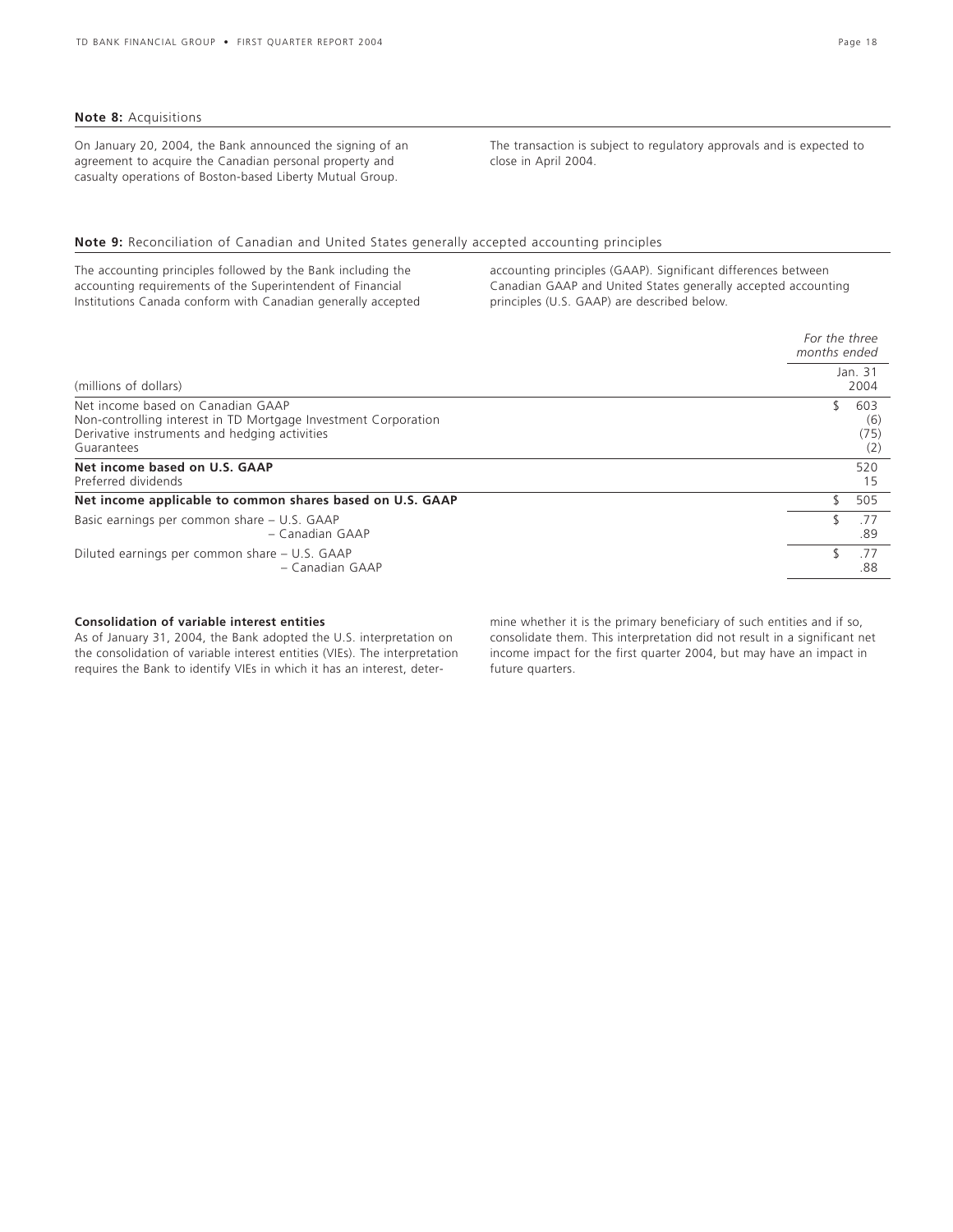## Note 8: Acquisitions

On January 20, 2004, the Bank announced the signing of an agreement to acquire the Canadian personal property and casualty operations of Boston-based Liberty Mutual Group. The transaction is subject to regulatory approvals and is expected to close in April 2004.

## Note 9: Reconciliation of Canadian and United States generally accepted accounting principles

The accounting principles followed by the Bank including the accounting requirements of the Superintendent of Financial Institutions Canada conform with Canadian generally accepted accounting principles (GAAP). Significant differences between Canadian GAAP and United States generally accepted accounting principles (U.S. GAAP) are described below.

| (millions of dollars) | *For the three months ended* Jan. 31 2004 |
|---|---|
| Net income based on Canadian GAAP | $ 603 |
| Non-controlling interest in TD Mortgage Investment Corporation | (6) |
| Derivative instruments and hedging activities | (75) |
| Guarantees | (2) |
| **Net income based on U.S. GAAP** | 520 |
| Preferred dividends | 15 |
| **Net income applicable to common shares based on U.S. GAAP** | $ 505 |
| Basic earnings per common share – U.S. GAAP | $ .77 |
| – Canadian GAAP | .89 |
| Diluted earnings per common share – U.S. GAAP | $ .77 |
| – Canadian GAAP | .88 |

**Consolidation of variable interest entities**
As of January 31, 2004, the Bank adopted the U.S. interpretation on the consolidation of variable interest entities (VIEs). The interpretation requires the Bank to identify VIEs in which it has an interest, determine whether it is the primary beneficiary of such entities and if so, consolidate them. This interpretation did not result in a significant net income impact for the first quarter 2004, but may have an impact in future quarters.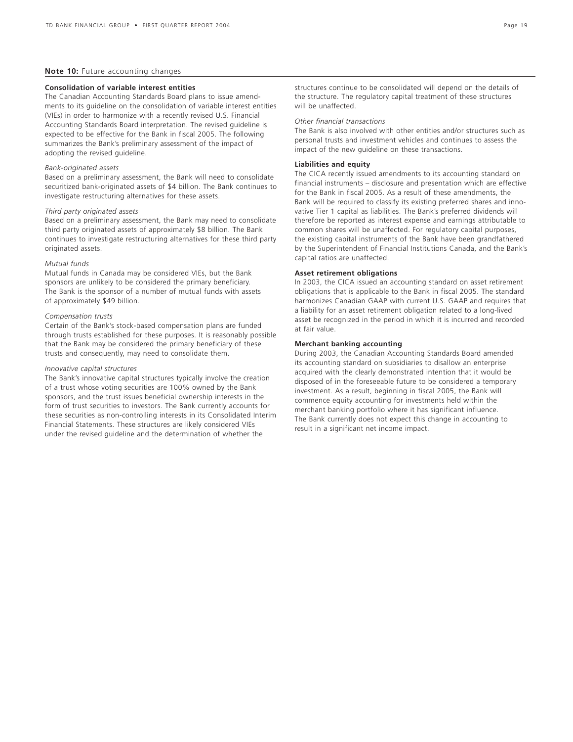## Note 10: Future accounting changes

### Consolidation of variable interest entities

The Canadian Accounting Standards Board plans to issue amendments to its guideline on the consolidation of variable interest entities (VIEs) in order to harmonize with a recently revised U.S. Financial Accounting Standards Board interpretation. The revised guideline is expected to be effective for the Bank in fiscal 2005. The following summarizes the Bank's preliminary assessment of the impact of adopting the revised guideline.

*Bank-originated assets*

Based on a preliminary assessment, the Bank will need to consolidate securitized bank-originated assets of $4 billion. The Bank continues to investigate restructuring alternatives for these assets.

*Third party originated assets*

Based on a preliminary assessment, the Bank may need to consolidate third party originated assets of approximately $8 billion. The Bank continues to investigate restructuring alternatives for these third party originated assets.

*Mutual funds*

Mutual funds in Canada may be considered VIEs, but the Bank sponsors are unlikely to be considered the primary beneficiary. The Bank is the sponsor of a number of mutual funds with assets of approximately $49 billion.

*Compensation trusts*

Certain of the Bank's stock-based compensation plans are funded through trusts established for these purposes. It is reasonably possible that the Bank may be considered the primary beneficiary of these trusts and consequently, may need to consolidate them.

*Innovative capital structures*

The Bank's innovative capital structures typically involve the creation of a trust whose voting securities are 100% owned by the Bank sponsors, and the trust issues beneficial ownership interests in the form of trust securities to investors. The Bank currently accounts for these securities as non-controlling interests in its Consolidated Interim Financial Statements. These structures are likely considered VIEs under the revised guideline and the determination of whether the structures continue to be consolidated will depend on the details of the structure. The regulatory capital treatment of these structures will be unaffected.

*Other financial transactions*

The Bank is also involved with other entities and/or structures such as personal trusts and investment vehicles and continues to assess the impact of the new guideline on these transactions.

### Liabilities and equity

The CICA recently issued amendments to its accounting standard on financial instruments – disclosure and presentation which are effective for the Bank in fiscal 2005. As a result of these amendments, the Bank will be required to classify its existing preferred shares and innovative Tier 1 capital as liabilities. The Bank's preferred dividends will therefore be reported as interest expense and earnings attributable to common shares will be unaffected. For regulatory capital purposes, the existing capital instruments of the Bank have been grandfathered by the Superintendent of Financial Institutions Canada, and the Bank's capital ratios are unaffected.

### Asset retirement obligations

In 2003, the CICA issued an accounting standard on asset retirement obligations that is applicable to the Bank in fiscal 2005. The standard harmonizes Canadian GAAP with current U.S. GAAP and requires that a liability for an asset retirement obligation related to a long-lived asset be recognized in the period in which it is incurred and recorded at fair value.

### Merchant banking accounting

During 2003, the Canadian Accounting Standards Board amended its accounting standard on subsidiaries to disallow an enterprise acquired with the clearly demonstrated intention that it would be disposed of in the foreseeable future to be considered a temporary investment. As a result, beginning in fiscal 2005, the Bank will commence equity accounting for investments held within the merchant banking portfolio where it has significant influence. The Bank currently does not expect this change in accounting to result in a significant net income impact.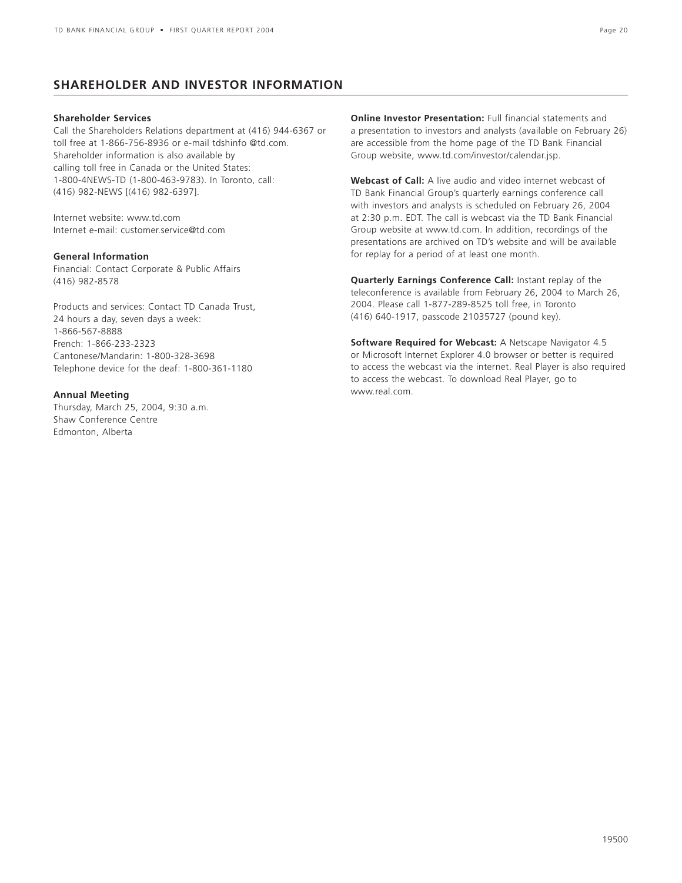## SHAREHOLDER AND INVESTOR INFORMATION

**Shareholder Services**
Call the Shareholders Relations department at (416) 944-6367 or toll free at 1-866-756-8936 or e-mail tdshinfo @td.com. Shareholder information is also available by calling toll free in Canada or the United States: 1-800-4NEWS-TD (1-800-463-9783). In Toronto, call: (416) 982-NEWS [(416) 982-6397].

Internet website: www.td.com
Internet e-mail: customer.service@td.com

**General Information**
Financial: Contact Corporate & Public Affairs
(416) 982-8578

Products and services: Contact TD Canada Trust, 24 hours a day, seven days a week:
1-866-567-8888
French: 1-866-233-2323
Cantonese/Mandarin: 1-800-328-3698
Telephone device for the deaf: 1-800-361-1180

**Annual Meeting**
Thursday, March 25, 2004, 9:30 a.m.
Shaw Conference Centre
Edmonton, Alberta

**Online Investor Presentation:** Full financial statements and a presentation to investors and analysts (available on February 26) are accessible from the home page of the TD Bank Financial Group website, www.td.com/investor/calendar.jsp.

**Webcast of Call:** A live audio and video internet webcast of TD Bank Financial Group's quarterly earnings conference call with investors and analysts is scheduled on February 26, 2004 at 2:30 p.m. EDT. The call is webcast via the TD Bank Financial Group website at www.td.com. In addition, recordings of the presentations are archived on TD's website and will be available for replay for a period of at least one month.

**Quarterly Earnings Conference Call:** Instant replay of the teleconference is available from February 26, 2004 to March 26, 2004. Please call 1-877-289-8525 toll free, in Toronto (416) 640-1917, passcode 21035727 (pound key).

**Software Required for Webcast:** A Netscape Navigator 4.5 or Microsoft Internet Explorer 4.0 browser or better is required to access the webcast via the internet. Real Player is also required to access the webcast. To download Real Player, go to www.real.com.

19500